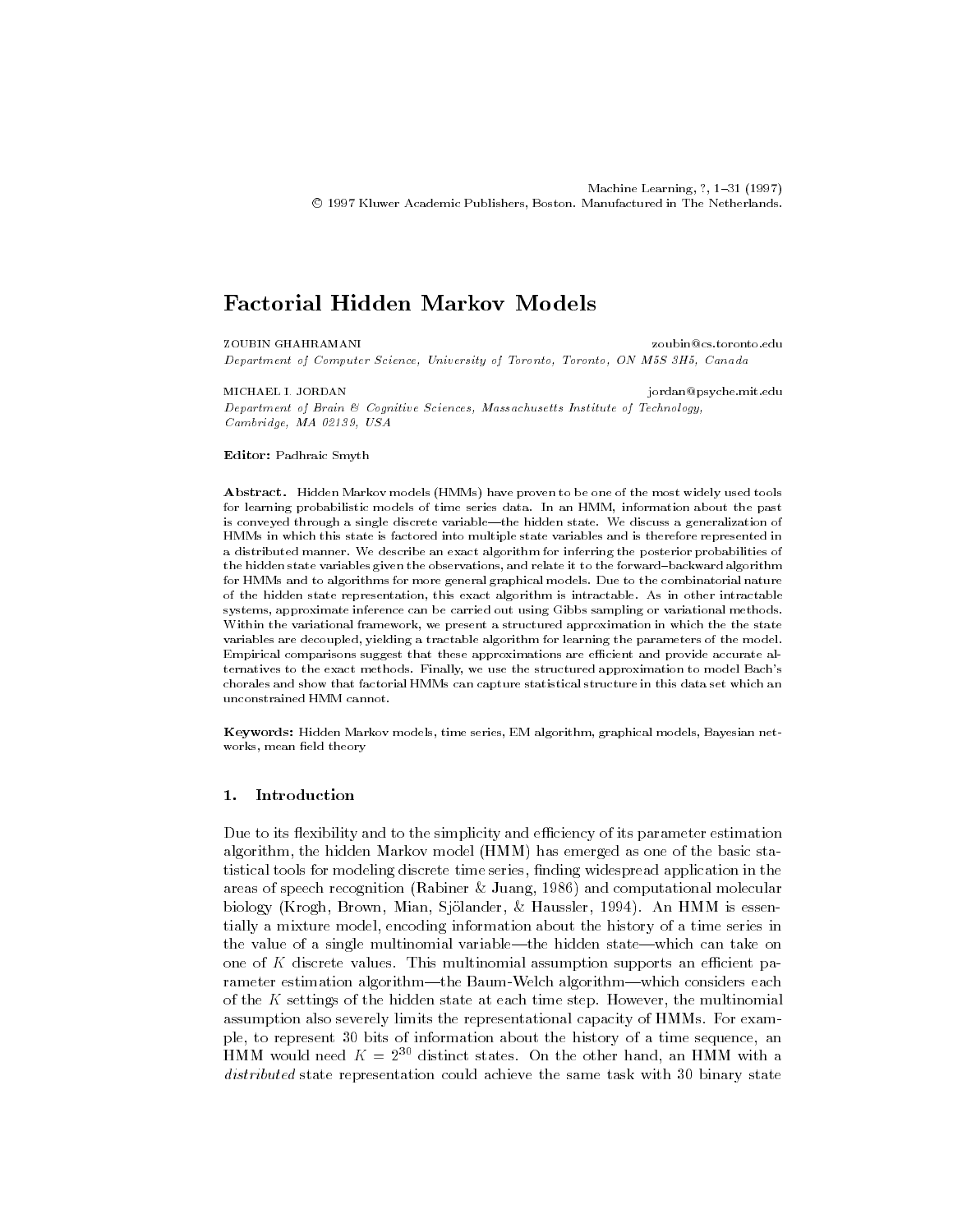# Factorial Hidden Markov Models

ZOUBIN GHAHRAMANI zoubin@cs.toronto.edu

*Department of Computer Science, University of Toronto, Toronto, ON M5S 3H5, Canada*

MICHAEL I. JORDAN jordan@psyche.mit.edu

*Department of Brain & Cognitive Sciences, Massachusetts Institute of Technology, Cambridge, MA 02139, USA*

**Editor:** Padhraic Smyth

**Abstract.** Hidden Markov models (HMMs) have proven to be one of the most widely used tools for learning probabilistic models of time series data. In an HMM, information about the past is conveyed through a single discrete variable—the hidden state. We discuss a generalization of HMMs in which this state is factored into multiple state variables and is therefore represented in a distributed manner. We describe an exact algorithm for inferring the posterior probabilities of the hidden state variables given the observations, and relate it to the forward–backward algorithm for HMMs and to algorithms for more general graphical models. Due to the combinatorial nature of the hidden state representation, this exact algorithm is intractable. As in other intractable systems, approximate inference can be carried out using Gibbs sampling or variational methods. Within the variational framework, we present a structured approximation in which the the state variables are decoupled, yielding a tractable algorithm for learning the parameters of the model. Empirical comparisons suggest that these approximations are efficient and provide accurate alternatives to the exact methods. Finally, we use the structured approximation to model Bach's chorales and show that factorial HMMs can capture statistical structure in this data set which an unconstrained HMM cannot.

**Keywords:** Hidden Markov models, time series, EM algorithm, graphical models, Bayesian networks, mean field theory

## 1. Introduction

Due to its flexibility and to the simplicity and efficiency of its parameter estimation algorithm, the hidden Markov model (HMM) has emerged as one of the basic statistical tools for modeling discrete time series, finding widespread application in the areas of speech recognition (Rabiner & Juang, 1986) and computational molecular biology (Krogh, Brown, Mian, Sjölander, & Haussler, 1994). An HMM is essentially a mixture model, encoding information about the history of a time series in the value of a single multinomial variable—the hidden state—which can take on one of $K$ discrete values. This multinomial assumption supports an efficient parameter estimation algorithm—the Baum-Welch algorithm—which considers each of the $K$ settings of the hidden state at each time step. However, the multinomial assumption also severely limits the representational capacity of HMMs. For example, to represent 30 bits of information about the history of a time sequence, an HMM would need $K = 2^{30}$ distinct states. On the other hand, an HMM with a *distributed* state representation could achieve the same task with 30 binary state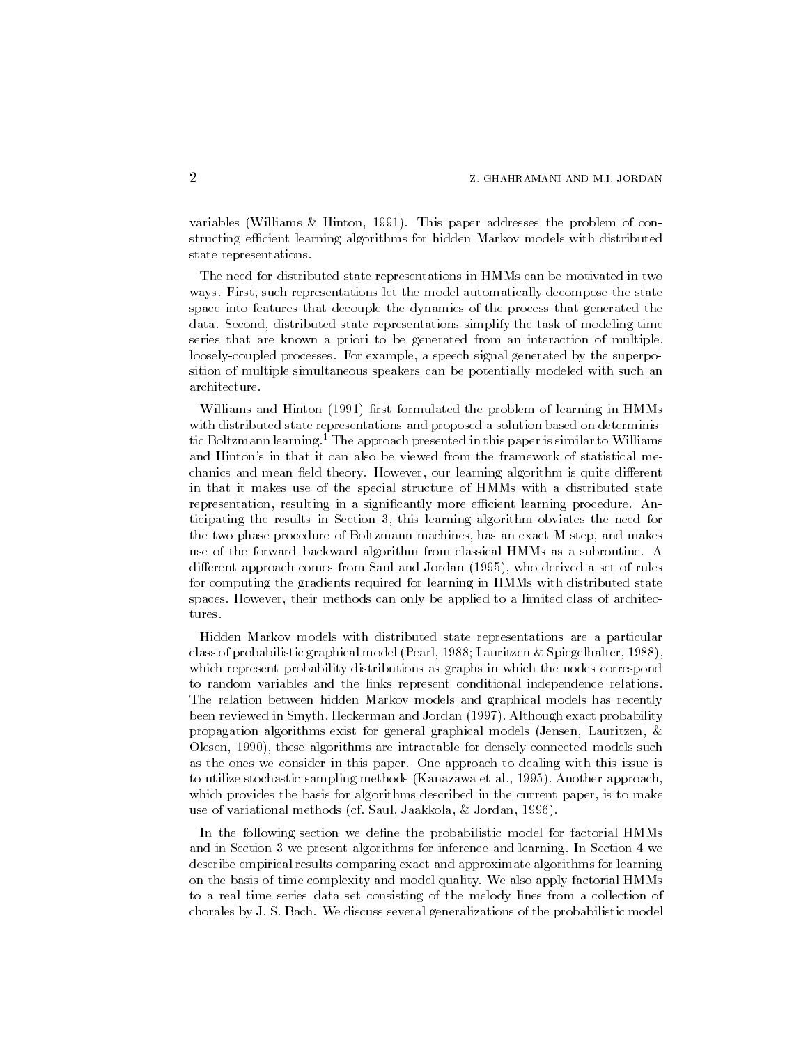variables (Williams & Hinton, 1991). This paper addresses the problem of constructing efficient learning algorithms for hidden Markov models with distributed state representations.

The need for distributed state representations in HMMs can be motivated in two ways. First, such representations let the model automatically decompose the state space into features that decouple the dynamics of the process that generated the data. Second, distributed state representations simplify the task of modeling time series that are known a priori to be generated from an interaction of multiple, loosely-coupled processes. For example, a speech signal generated by the superposition of multiple simultaneous speakers can be potentially modeled with such an architecture.

Williams and Hinton (1991) first formulated the problem of learning in HMMs with distributed state representations and proposed a solution based on deterministic Boltzmann learning.[1] The approach presented in this paper is similar to Williams and Hinton's in that it can also be viewed from the framework of statistical mechanics and mean field theory. However, our learning algorithm is quite different in that it makes use of the special structure of HMMs with a distributed state representation, resulting in a significantly more efficient learning procedure. Anticipating the results in Section 3, this learning algorithm obviates the need for the two-phase procedure of Boltzmann machines, has an exact M step, and makes use of the forward–backward algorithm from classical HMMs as a subroutine. A different approach comes from Saul and Jordan (1995), who derived a set of rules for computing the gradients required for learning in HMMs with distributed state spaces. However, their methods can only be applied to a limited class of architectures.

Hidden Markov models with distributed state representations are a particular class of probabilistic graphical model (Pearl, 1988; Lauritzen & Spiegelhalter, 1988), which represent probability distributions as graphs in which the nodes correspond to random variables and the links represent conditional independence relations. The relation between hidden Markov models and graphical models has recently been reviewed in Smyth, Heckerman and Jordan (1997). Although exact probability propagation algorithms exist for general graphical models (Jensen, Lauritzen, & Olesen, 1990), these algorithms are intractable for densely-connected models such as the ones we consider in this paper. One approach to dealing with this issue is to utilize stochastic sampling methods (Kanazawa et al., 1995). Another approach, which provides the basis for algorithms described in the current paper, is to make use of variational methods (cf. Saul, Jaakkola, & Jordan, 1996).

In the following section we define the probabilistic model for factorial HMMs and in Section 3 we present algorithms for inference and learning. In Section 4 we describe empirical results comparing exact and approximate algorithms for learning on the basis of time complexity and model quality. We also apply factorial HMMs to a real time series data set consisting of the melody lines from a collection of chorales by J. S. Bach. We discuss several generalizations of the probabilistic model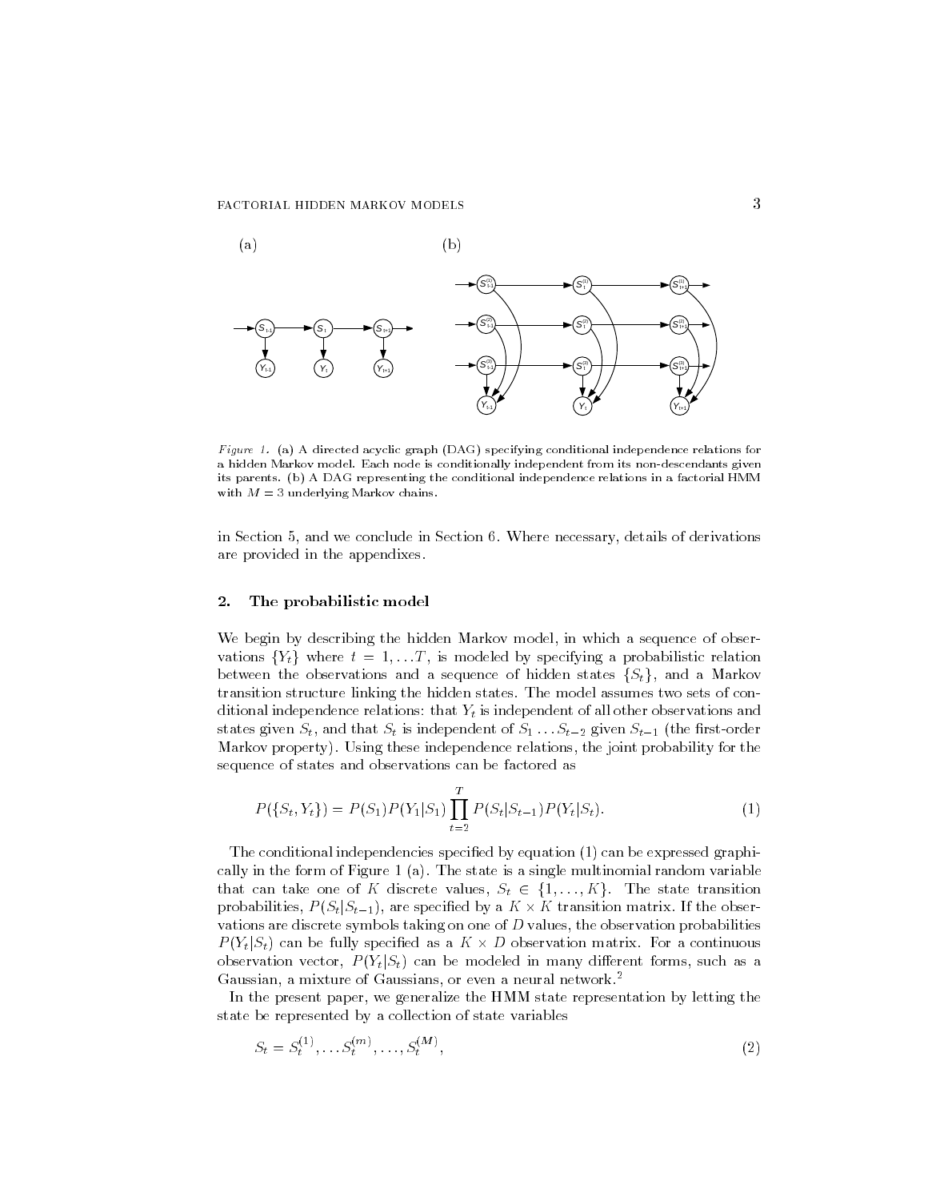*Figure 1.* (a) A directed acyclic graph (DAG) specifying conditional independence relations for a hidden Markov model. Each node is conditionally independent from its non-descendants given its parents. (b) A DAG representing the conditional independence relations in a factorial HMM with $M = 3$ underlying Markov chains.

in Section 5, and we conclude in Section 6. Where necessary, details of derivations are provided in the appendixes.

## 2. The probabilistic model

We begin by describing the hidden Markov model, in which a sequence of observations $\{Y_t\}$ where $t = 1, \ldots T$, is modeled by specifying a probabilistic relation between the observations and a sequence of hidden states $\{S_t\}$, and a Markov transition structure linking the hidden states. The model assumes two sets of conditional independence relations: that $Y_t$ is independent of all other observations and states given $S_t$, and that $S_t$ is independent of $S_1 \ldots S_{t-2}$ given $S_{t-1}$ (the first-order Markov property). Using these independence relations, the joint probability for the sequence of states and observations can be factored as

$$P(\{S_t, Y_t\}) = P(S_1) P(Y_1|S_1) \prod_{t=2}^{T} P(S_t|S_{t-1}) P(Y_t|S_t). \tag{1}$$

The conditional independencies specified by equation (1) can be expressed graphically in the form of Figure 1 (a). The state is a single multinomial random variable that can take one of $K$ discrete values, $S_t \in \{1, \ldots, K\}$. The state transition probabilities, $P(S_t|S_{t-1})$, are specified by a $K \times K$ transition matrix. If the observations are discrete symbols taking on one of $D$ values, the observation probabilities $P(Y_t|S_t)$ can be fully specified as a $K \times D$ observation matrix. For a continuous observation vector, $P(Y_t|S_t)$ can be modeled in many different forms, such as a Gaussian, a mixture of Gaussians, or even a neural network.[2]

In the present paper, we generalize the HMM state representation by letting the state be represented by a collection of state variables

$$S_t = S_t^{(1)}, \ldots S_t^{(m)}, \ldots, S_t^{(M)}, \tag{2}$$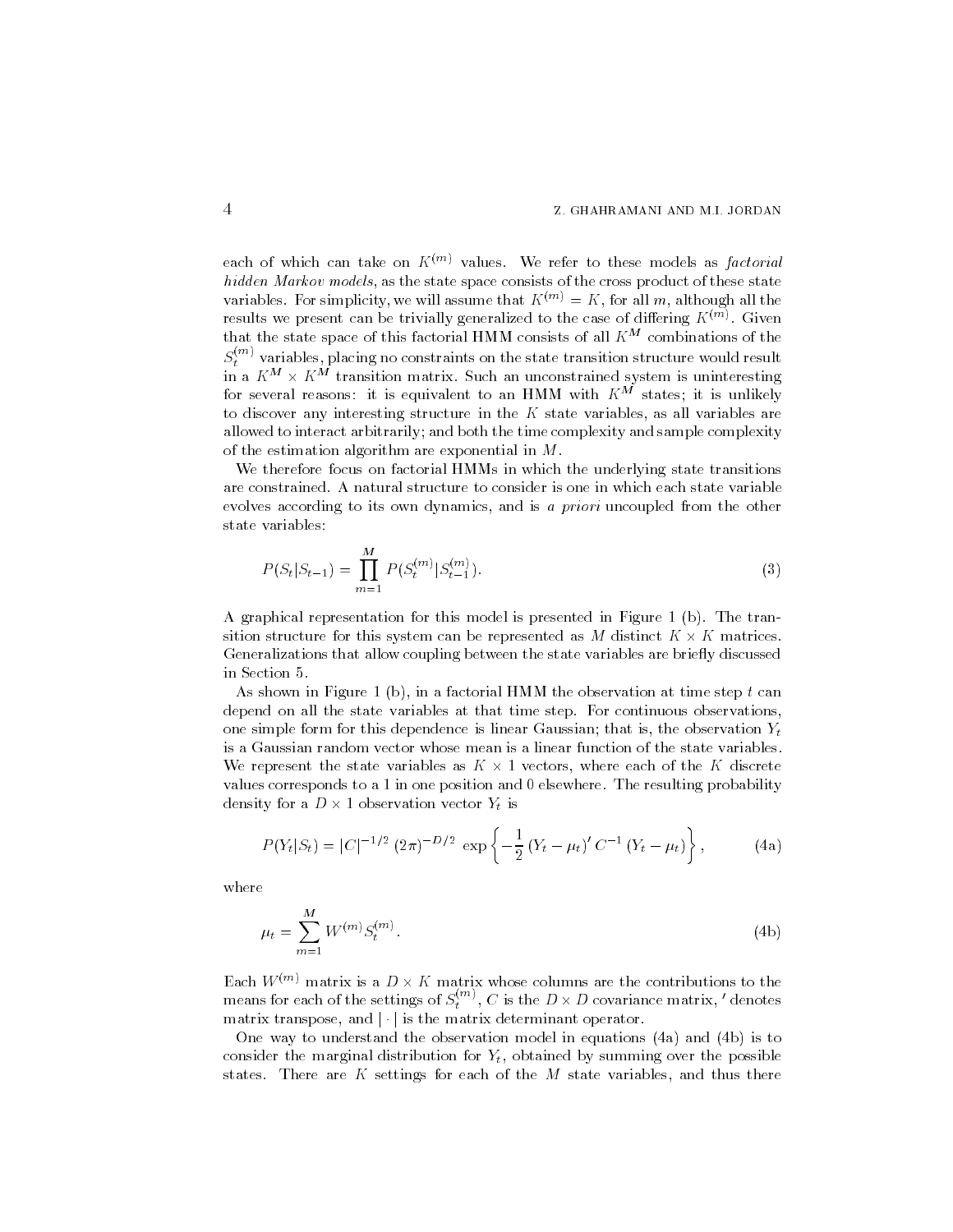each of which can take on $K^{(m)}$ values. We refer to these models as *factorial hidden Markov models*, as the state space consists of the cross product of these state variables. For simplicity, we will assume that $K^{(m)} = K$, for all $m$, although all the results we present can be trivially generalized to the case of differing $K^{(m)}$. Given that the state space of this factorial HMM consists of all $K^M$ combinations of the $S_t^{(m)}$ variables, placing no constraints on the state transition structure would result in a $K^M \times K^M$ transition matrix. Such an unconstrained system is uninteresting for several reasons: it is equivalent to an HMM with $K^M$ states; it is unlikely to discover any interesting structure in the $K$ state variables, as all variables are allowed to interact arbitrarily; and both the time complexity and sample complexity of the estimation algorithm are exponential in $M$.

We therefore focus on factorial HMMs in which the underlying state transitions are constrained. A natural structure to consider is one in which each state variable evolves according to its own dynamics, and is *a priori* uncoupled from the other state variables:

$$P(S_t|S_{t-1}) = \prod_{m=1}^{M} P(S_t^{(m)}|S_{t-1}^{(m)}). \tag{3}$$

A graphical representation for this model is presented in Figure 1 (b). The transition structure for this system can be represented as $M$ distinct $K \times K$ matrices. Generalizations that allow coupling between the state variables are briefly discussed in Section 5.

As shown in Figure 1 (b), in a factorial HMM the observation at time step $t$ can depend on all the state variables at that time step. For continuous observations, one simple form for this dependence is linear Gaussian; that is, the observation $Y_t$ is a Gaussian random vector whose mean is a linear function of the state variables. We represent the state variables as $K \times 1$ vectors, where each of the $K$ discrete values corresponds to a 1 in one position and 0 elsewhere. The resulting probability density for a $D \times 1$ observation vector $Y_t$ is

$$P(Y_t|S_t) = |C|^{-1/2}\,(2\pi)^{-D/2}\,\exp\left\{-\frac{1}{2}\,(Y_t - \mu_t)'\,C^{-1}\,(Y_t - \mu_t)\right\}, \tag{4a}$$

where

$$\mu_t = \sum_{m=1}^{M} W^{(m)} S_t^{(m)}. \tag{4b}$$

Each $W^{(m)}$ matrix is a $D \times K$ matrix whose columns are the contributions to the means for each of the settings of $S_t^{(m)}$, $C$ is the $D \times D$ covariance matrix, $'$ denotes matrix transpose, and $|\cdot|$ is the matrix determinant operator.

One way to understand the observation model in equations (4a) and (4b) is to consider the marginal distribution for $Y_t$, obtained by summing over the possible states. There are $K$ settings for each of the $M$ state variables, and thus there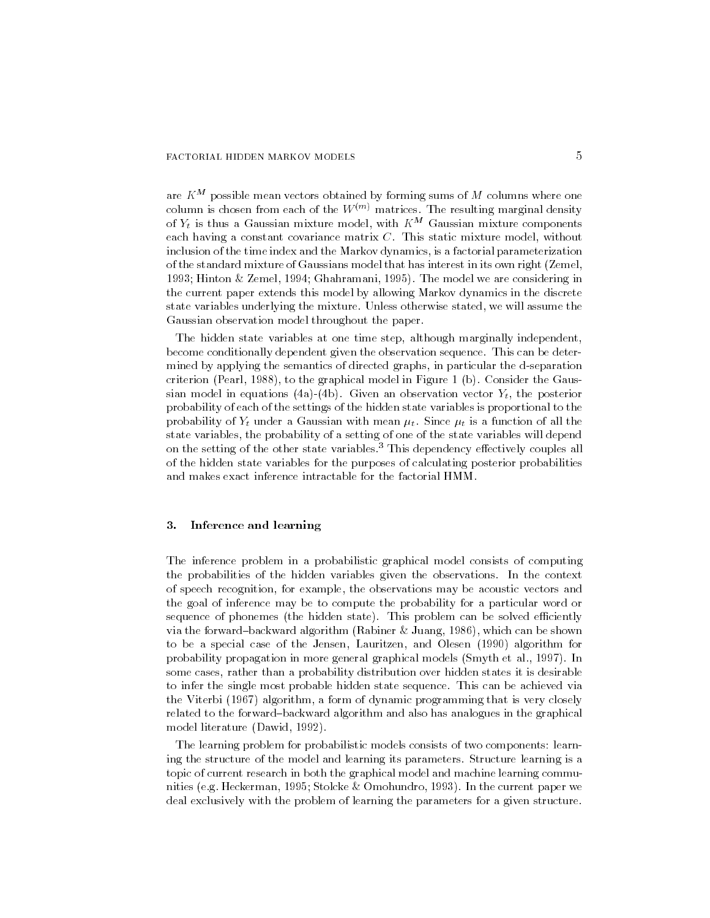are $K^M$ possible mean vectors obtained by forming sums of $M$ columns where one column is chosen from each of the $W^{(m)}$ matrices. The resulting marginal density of $Y_t$ is thus a Gaussian mixture model, with $K^M$ Gaussian mixture components each having a constant covariance matrix $C$. This static mixture model, without inclusion of the time index and the Markov dynamics, is a factorial parameterization of the standard mixture of Gaussians model that has interest in its own right (Zemel, 1993; Hinton & Zemel, 1994; Ghahramani, 1995). The model we are considering in the current paper extends this model by allowing Markov dynamics in the discrete state variables underlying the mixture. Unless otherwise stated, we will assume the Gaussian observation model throughout the paper.

The hidden state variables at one time step, although marginally independent, become conditionally dependent given the observation sequence. This can be determined by applying the semantics of directed graphs, in particular the d-separation criterion (Pearl, 1988), to the graphical model in Figure 1 (b). Consider the Gaussian model in equations (4a)-(4b). Given an observation vector $Y_t$, the posterior probability of each of the settings of the hidden state variables is proportional to the probability of $Y_t$ under a Gaussian with mean $\mu_t$. Since $\mu_t$ is a function of all the state variables, the probability of a setting of one of the state variables will depend on the setting of the other state variables.[3] This dependency effectively couples all of the hidden state variables for the purposes of calculating posterior probabilities and makes exact inference intractable for the factorial HMM.

## 3. Inference and learning

The inference problem in a probabilistic graphical model consists of computing the probabilities of the hidden variables given the observations. In the context of speech recognition, for example, the observations may be acoustic vectors and the goal of inference may be to compute the probability for a particular word or sequence of phonemes (the hidden state). This problem can be solved efficiently via the forward–backward algorithm (Rabiner & Juang, 1986), which can be shown to be a special case of the Jensen, Lauritzen, and Olesen (1990) algorithm for probability propagation in more general graphical models (Smyth et al., 1997). In some cases, rather than a probability distribution over hidden states it is desirable to infer the single most probable hidden state sequence. This can be achieved via the Viterbi (1967) algorithm, a form of dynamic programming that is very closely related to the forward–backward algorithm and also has analogues in the graphical model literature (Dawid, 1992).

The learning problem for probabilistic models consists of two components: learning the structure of the model and learning its parameters. Structure learning is a topic of current research in both the graphical model and machine learning communities (e.g. Heckerman, 1995; Stolcke & Omohundro, 1993). In the current paper we deal exclusively with the problem of learning the parameters for a given structure.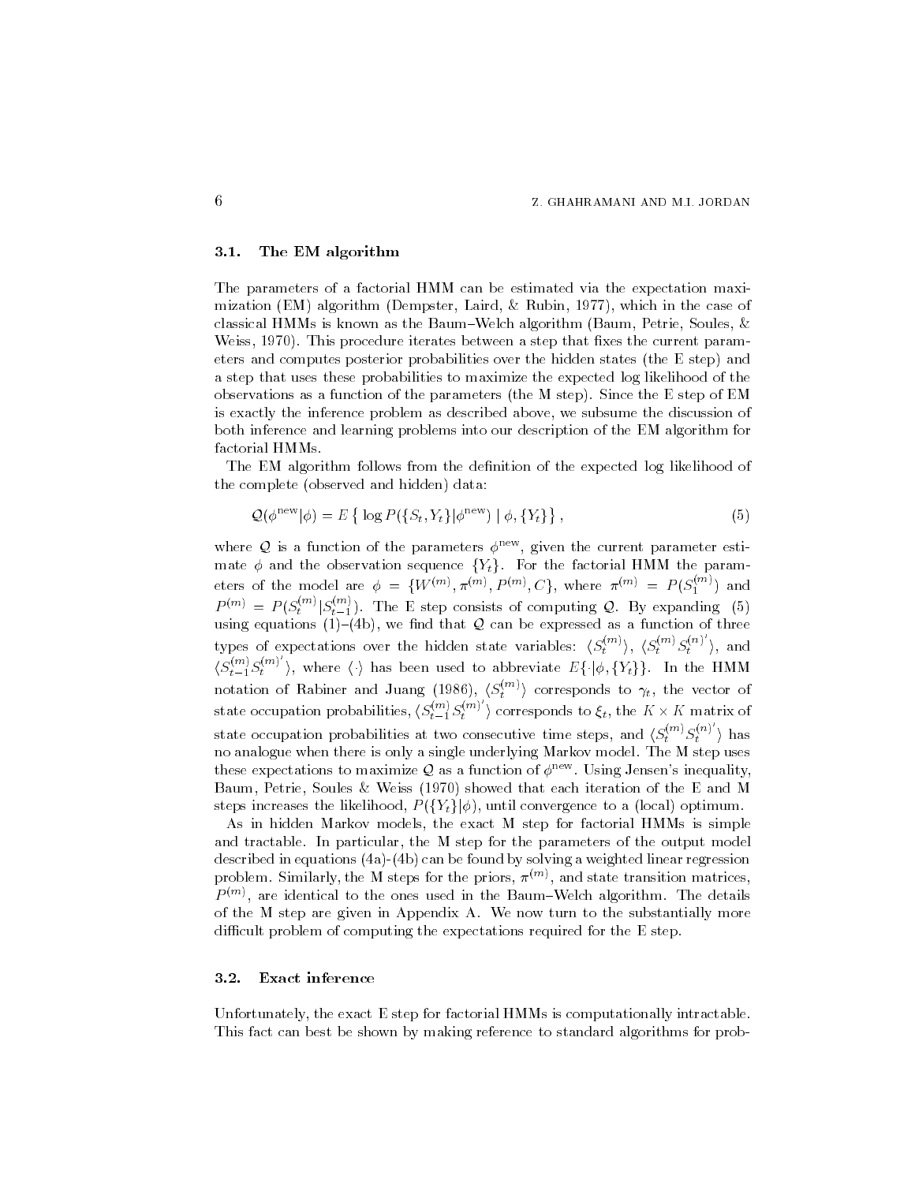### 3.1. The EM algorithm

The parameters of a factorial HMM can be estimated via the expectation maximization (EM) algorithm (Dempster, Laird, & Rubin, 1977), which in the case of classical HMMs is known as the Baum–Welch algorithm (Baum, Petrie, Soules, & Weiss, 1970). This procedure iterates between a step that fixes the current parameters and computes posterior probabilities over the hidden states (the E step) and a step that uses these probabilities to maximize the expected log likelihood of the observations as a function of the parameters (the M step). Since the E step of EM is exactly the inference problem as described above, we subsume the discussion of both inference and learning problems into our description of the EM algorithm for factorial HMMs.

The EM algorithm follows from the definition of the expected log likelihood of the complete (observed and hidden) data:

$$\mathcal{Q}(\phi^{\text{new}}|\phi) = E\left\{ \log P(\{S_t, Y_t\}|\phi^{\text{new}}) \mid \phi, \{Y_t\}\right\}, \tag{5}$$

where $\mathcal{Q}$ is a function of the parameters $\phi^{\text{new}}$, given the current parameter estimate $\phi$ and the observation sequence $\{Y_t\}$. For the factorial HMM the parameters of the model are $\phi = \{W^{(m)}, \pi^{(m)}, P^{(m)}, C\}$, where $\pi^{(m)} = P(S_1^{(m)})$ and $P^{(m)} = P(S_t^{(m)}|S_{t-1}^{(m)})$. The E step consists of computing $\mathcal{Q}$. By expanding (5) using equations (1)–(4b), we find that $\mathcal{Q}$ can be expressed as a function of three types of expectations over the hidden state variables: $\langle S_t^{(m)} \rangle$, $\langle S_t^{(m)} S_t^{(n)'} \rangle$, and $\langle S_{t-1}^{(m)} S_t^{(m)'} \rangle$, where $\langle \cdot \rangle$ has been used to abbreviate $E\{\cdot|\phi, \{Y_t\}\}$. In the HMM notation of Rabiner and Juang (1986), $\langle S_t^{(m)} \rangle$ corresponds to $\gamma_t$, the vector of state occupation probabilities, $\langle S_{t-1}^{(m)} S_t^{(m)'} \rangle$ corresponds to $\xi_t$, the $K \times K$ matrix of state occupation probabilities at two consecutive time steps, and $\langle S_t^{(m)} S_t^{(n)'} \rangle$ has no analogue when there is only a single underlying Markov model. The M step uses these expectations to maximize $\mathcal{Q}$ as a function of $\phi^{\text{new}}$. Using Jensen's inequality, Baum, Petrie, Soules & Weiss (1970) showed that each iteration of the E and M steps increases the likelihood, $P(\{Y_t\}|\phi)$, until convergence to a (local) optimum.

As in hidden Markov models, the exact M step for factorial HMMs is simple and tractable. In particular, the M step for the parameters of the output model described in equations (4a)-(4b) can be found by solving a weighted linear regression problem. Similarly, the M steps for the priors, $\pi^{(m)}$, and state transition matrices, $P^{(m)}$, are identical to the ones used in the Baum–Welch algorithm. The details of the M step are given in Appendix A. We now turn to the substantially more difficult problem of computing the expectations required for the E step.

### 3.2. Exact inference

Unfortunately, the exact E step for factorial HMMs is computationally intractable. This fact can best be shown by making reference to standard algorithms for prob-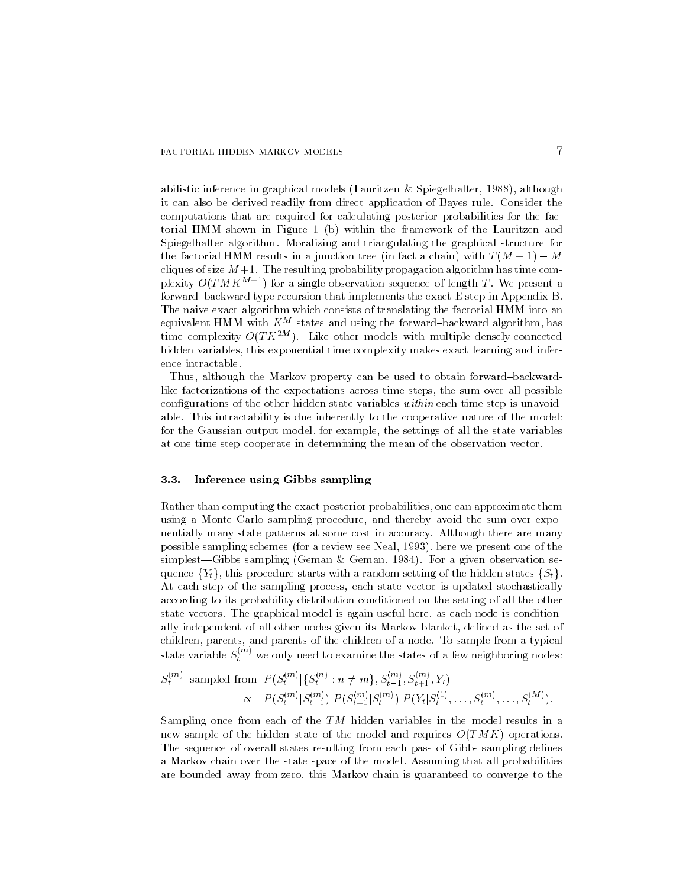abilistic inference in graphical models (Lauritzen & Spiegelhalter, 1988), although it can also be derived readily from direct application of Bayes rule. Consider the computations that are required for calculating posterior probabilities for the factorial HMM shown in Figure 1 (b) within the framework of the Lauritzen and Spiegelhalter algorithm. Moralizing and triangulating the graphical structure for the factorial HMM results in a junction tree (in fact a chain) with $T(M+1) - M$ cliques of size $M+1$. The resulting probability propagation algorithm has time complexity $O(TMK^{M+1})$ for a single observation sequence of length $T$. We present a forward–backward type recursion that implements the exact E step in Appendix B. The naive exact algorithm which consists of translating the factorial HMM into an equivalent HMM with $K^M$ states and using the forward–backward algorithm, has time complexity $O(TK^{2M})$. Like other models with multiple densely-connected hidden variables, this exponential time complexity makes exact learning and inference intractable.

Thus, although the Markov property can be used to obtain forward–backward-like factorizations of the expectations across time steps, the sum over all possible configurations of the other hidden state variables *within* each time step is unavoidable. This intractability is due inherently to the cooperative nature of the model: for the Gaussian output model, for example, the settings of all the state variables at one time step cooperate in determining the mean of the observation vector.

### 3.3. Inference using Gibbs sampling

Rather than computing the exact posterior probabilities, one can approximate them using a Monte Carlo sampling procedure, and thereby avoid the sum over exponentially many state patterns at some cost in accuracy. Although there are many possible sampling schemes (for a review see Neal, 1993), here we present one of the simplest—Gibbs sampling (Geman & Geman, 1984). For a given observation sequence $\{Y_t\}$, this procedure starts with a random setting of the hidden states $\{S_t\}$. At each step of the sampling process, each state vector is updated stochastically according to its probability distribution conditioned on the setting of all the other state vectors. The graphical model is again useful here, as each node is conditionally independent of all other nodes given its Markov blanket, defined as the set of children, parents, and parents of the children of a node. To sample from a typical state variable $S_t^{(m)}$ we only need to examine the states of a few neighboring nodes:

$$
\begin{aligned}
S_t^{(m)} \text{ sampled from } & P(S_t^{(m)} | \{S_t^{(n)} : n \neq m\}, S_{t-1}^{(m)}, S_{t+1}^{(m)}, Y_t) \\
\propto \quad & P(S_t^{(m)} | S_{t-1}^{(m)}) \; P(S_{t+1}^{(m)} | S_t^{(m)}) \; P(Y_t | S_t^{(1)}, \ldots, S_t^{(m)}, \ldots, S_t^{(M)}).
\end{aligned}
$$

Sampling once from each of the $TM$ hidden variables in the model results in a new sample of the hidden state of the model and requires $O(TMK)$ operations. The sequence of overall states resulting from each pass of Gibbs sampling defines a Markov chain over the state space of the model. Assuming that all probabilities are bounded away from zero, this Markov chain is guaranteed to converge to the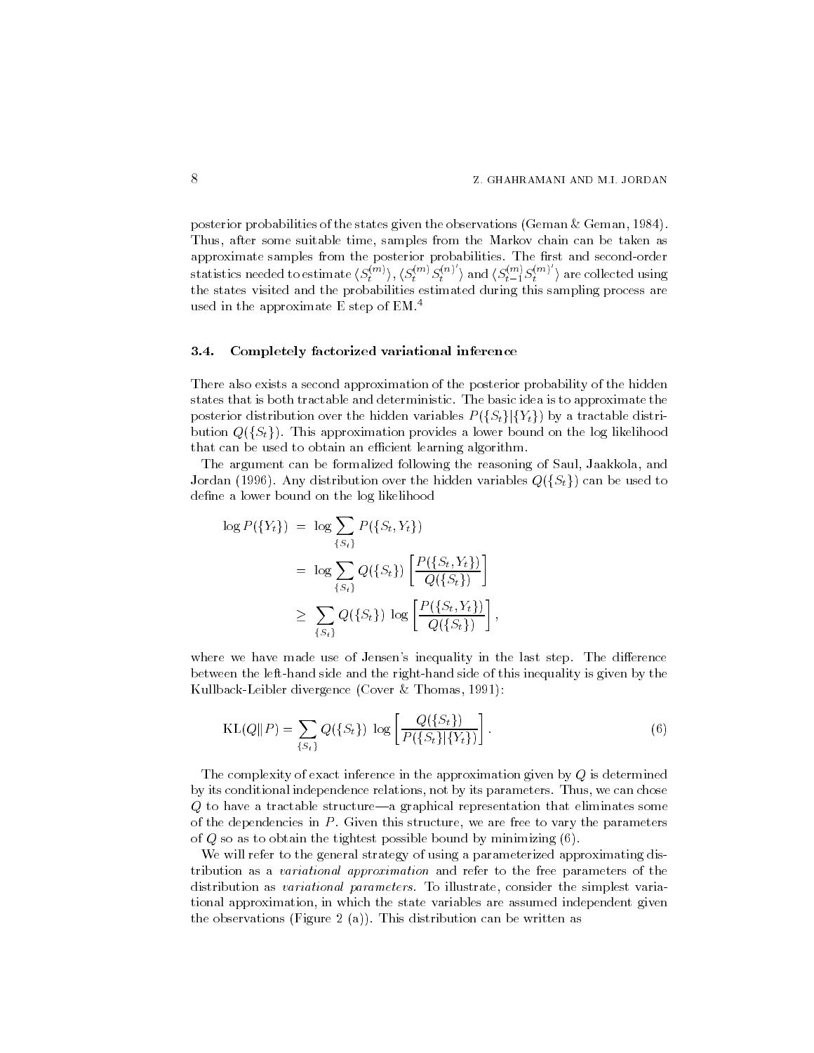posterior probabilities of the states given the observations (Geman & Geman, 1984). Thus, after some suitable time, samples from the Markov chain can be taken as approximate samples from the posterior probabilities. The first and second-order statistics needed to estimate $\langle S_t^{(m)} \rangle$, $\langle S_t^{(m)} S_t^{(n)'} \rangle$ and $\langle S_{t-1}^{(m)} S_t^{(m)'} \rangle$ are collected using the states visited and the probabilities estimated during this sampling process are used in the approximate E step of EM.[4]

### 3.4. Completely factorized variational inference

There also exists a second approximation of the posterior probability of the hidden states that is both tractable and deterministic. The basic idea is to approximate the posterior distribution over the hidden variables $P(\{S_t\}|\{Y_t\})$ by a tractable distribution $Q(\{S_t\})$. This approximation provides a lower bound on the log likelihood that can be used to obtain an efficient learning algorithm.

The argument can be formalized following the reasoning of Saul, Jaakkola, and Jordan (1996). Any distribution over the hidden variables $Q(\{S_t\})$ can be used to define a lower bound on the log likelihood

$$
\begin{aligned}
\log P(\{Y_t\}) &= \log \sum_{\{S_t\}} P(\{S_t, Y_t\}) \\
&= \log \sum_{\{S_t\}} Q(\{S_t\}) \left[ \frac{P(\{S_t, Y_t\})}{Q(\{S_t\})} \right] \\
&\geq \sum_{\{S_t\}} Q(\{S_t\}) \, \log \left[ \frac{P(\{S_t, Y_t\})}{Q(\{S_t\})} \right],
\end{aligned}
$$

where we have made use of Jensen's inequality in the last step. The difference between the left-hand side and the right-hand side of this inequality is given by the Kullback-Leibler divergence (Cover & Thomas, 1991):

$$
\mathrm{KL}(Q \| P) = \sum_{\{S_t\}} Q(\{S_t\}) \, \log \left[ \frac{Q(\{S_t\})}{P(\{S_t\}|\{Y_t\})} \right]. \tag{6}
$$

The complexity of exact inference in the approximation given by $Q$ is determined by its conditional independence relations, not by its parameters. Thus, we can chose $Q$ to have a tractable structure—a graphical representation that eliminates some of the dependencies in $P$. Given this structure, we are free to vary the parameters of $Q$ so as to obtain the tightest possible bound by minimizing (6).

We will refer to the general strategy of using a parameterized approximating distribution as a *variational approximation* and refer to the free parameters of the distribution as *variational parameters*. To illustrate, consider the simplest variational approximation, in which the state variables are assumed independent given the observations (Figure 2 (a)). This distribution can be written as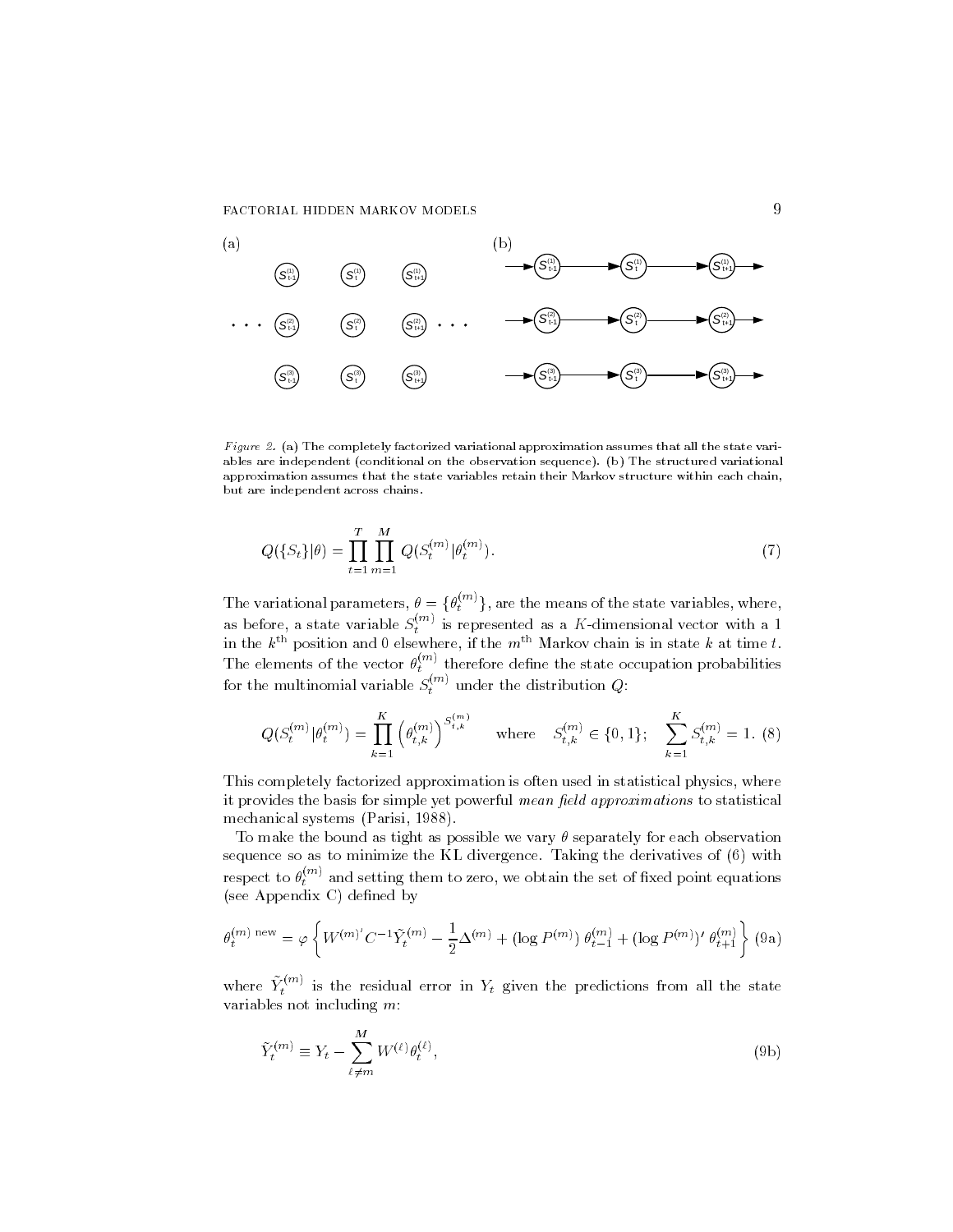*Figure 2.* (a) The completely factorized variational approximation assumes that all the state variables are independent (conditional on the observation sequence). (b) The structured variational approximation assumes that the state variables retain their Markov structure within each chain, but are independent across chains.

$$Q(\{S_t\}|\theta) = \prod_{t=1}^{T} \prod_{m=1}^{M} Q(S_t^{(m)}|\theta_t^{(m)}). \tag{7}$$

The variational parameters, $\theta = \{\theta_t^{(m)}\}$, are the means of the state variables, where, as before, a state variable $S_t^{(m)}$ is represented as a $K$-dimensional vector with a 1 in the $k^{\text{th}}$ position and 0 elsewhere, if the $m^{\text{th}}$ Markov chain is in state $k$ at time $t$. The elements of the vector $\theta_t^{(m)}$ therefore define the state occupation probabilities for the multinomial variable $S_t^{(m)}$ under the distribution $Q$:

$$Q(S_t^{(m)}|\theta_t^{(m)}) = \prod_{k=1}^{K} \left(\theta_{t,k}^{(m)}\right)^{S_{t,k}^{(m)}} \quad \text{where} \quad S_{t,k}^{(m)} \in \{0,1\}; \quad \sum_{k=1}^{K} S_{t,k}^{(m)} = 1. \tag{8}$$

This completely factorized approximation is often used in statistical physics, where it provides the basis for simple yet powerful *mean field approximations* to statistical mechanical systems (Parisi, 1988).

To make the bound as tight as possible we vary $\theta$ separately for each observation sequence so as to minimize the KL divergence. Taking the derivatives of (6) with respect to $\theta_t^{(m)}$ and setting them to zero, we obtain the set of fixed point equations (see Appendix C) defined by

$$\theta_t^{(m)\,\text{new}} = \varphi \left\{ W^{(m)'} C^{-1} \tilde{Y}_t^{(m)} - \frac{1}{2}\Delta^{(m)} + (\log P^{(m)})\,\theta_{t-1}^{(m)} + (\log P^{(m)})'\,\theta_{t+1}^{(m)} \right\} \tag{9a}$$

where $\tilde{Y}_t^{(m)}$ is the residual error in $Y_t$ given the predictions from all the state variables not including $m$:

$$\tilde{Y}_t^{(m)} \equiv Y_t - \sum_{\ell \neq m}^{M} W^{(\ell)} \theta_t^{(\ell)}, \tag{9b}$$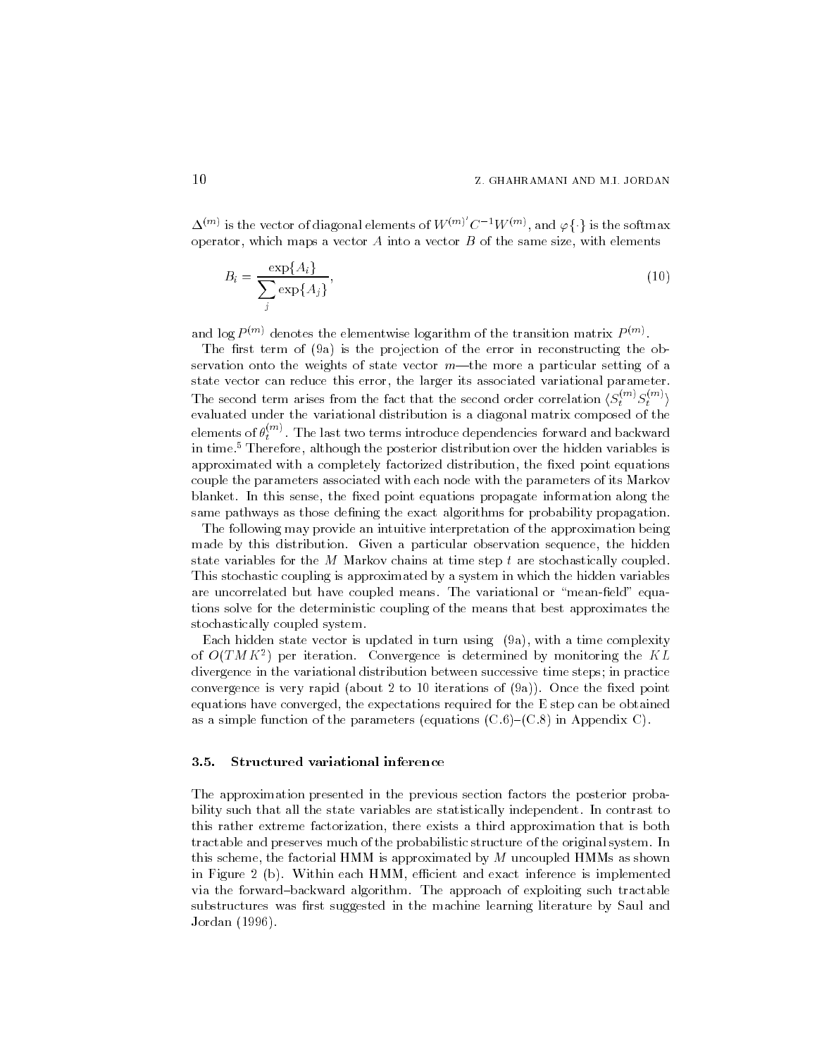$\Delta^{(m)}$ is the vector of diagonal elements of $W^{(m)'} C^{-1} W^{(m)}$, and $\varphi\{\cdot\}$ is the softmax operator, which maps a vector $A$ into a vector $B$ of the same size, with elements

$$B_i = \frac{\exp\{A_i\}}{\sum_j \exp\{A_j\}}, \tag{10}$$

and $\log P^{(m)}$ denotes the elementwise logarithm of the transition matrix $P^{(m)}$.

The first term of (9a) is the projection of the error in reconstructing the observation onto the weights of state vector $m$—the more a particular setting of a state vector can reduce this error, the larger its associated variational parameter. The second term arises from the fact that the second order correlation $\langle S_t^{(m)} S_t^{(m)} \rangle$ evaluated under the variational distribution is a diagonal matrix composed of the elements of $\theta_t^{(m)}$. The last two terms introduce dependencies forward and backward in time.[5] Therefore, although the posterior distribution over the hidden variables is approximated with a completely factorized distribution, the fixed point equations couple the parameters associated with each node with the parameters of its Markov blanket. In this sense, the fixed point equations propagate information along the same pathways as those defining the exact algorithms for probability propagation.

The following may provide an intuitive interpretation of the approximation being made by this distribution. Given a particular observation sequence, the hidden state variables for the $M$ Markov chains at time step $t$ are stochastically coupled. This stochastic coupling is approximated by a system in which the hidden variables are uncorrelated but have coupled means. The variational or "mean-field" equations solve for the deterministic coupling of the means that best approximates the stochastically coupled system.

Each hidden state vector is updated in turn using (9a), with a time complexity of $O(TMK^2)$ per iteration. Convergence is determined by monitoring the $KL$ divergence in the variational distribution between successive time steps; in practice convergence is very rapid (about 2 to 10 iterations of (9a)). Once the fixed point equations have converged, the expectations required for the E step can be obtained as a simple function of the parameters (equations (C.6)–(C.8) in Appendix C).

### 3.5. Structured variational inference

The approximation presented in the previous section factors the posterior probability such that all the state variables are statistically independent. In contrast to this rather extreme factorization, there exists a third approximation that is both tractable and preserves much of the probabilistic structure of the original system. In this scheme, the factorial HMM is approximated by $M$ uncoupled HMMs as shown in Figure 2 (b). Within each HMM, efficient and exact inference is implemented via the forward–backward algorithm. The approach of exploiting such tractable substructures was first suggested in the machine learning literature by Saul and Jordan (1996).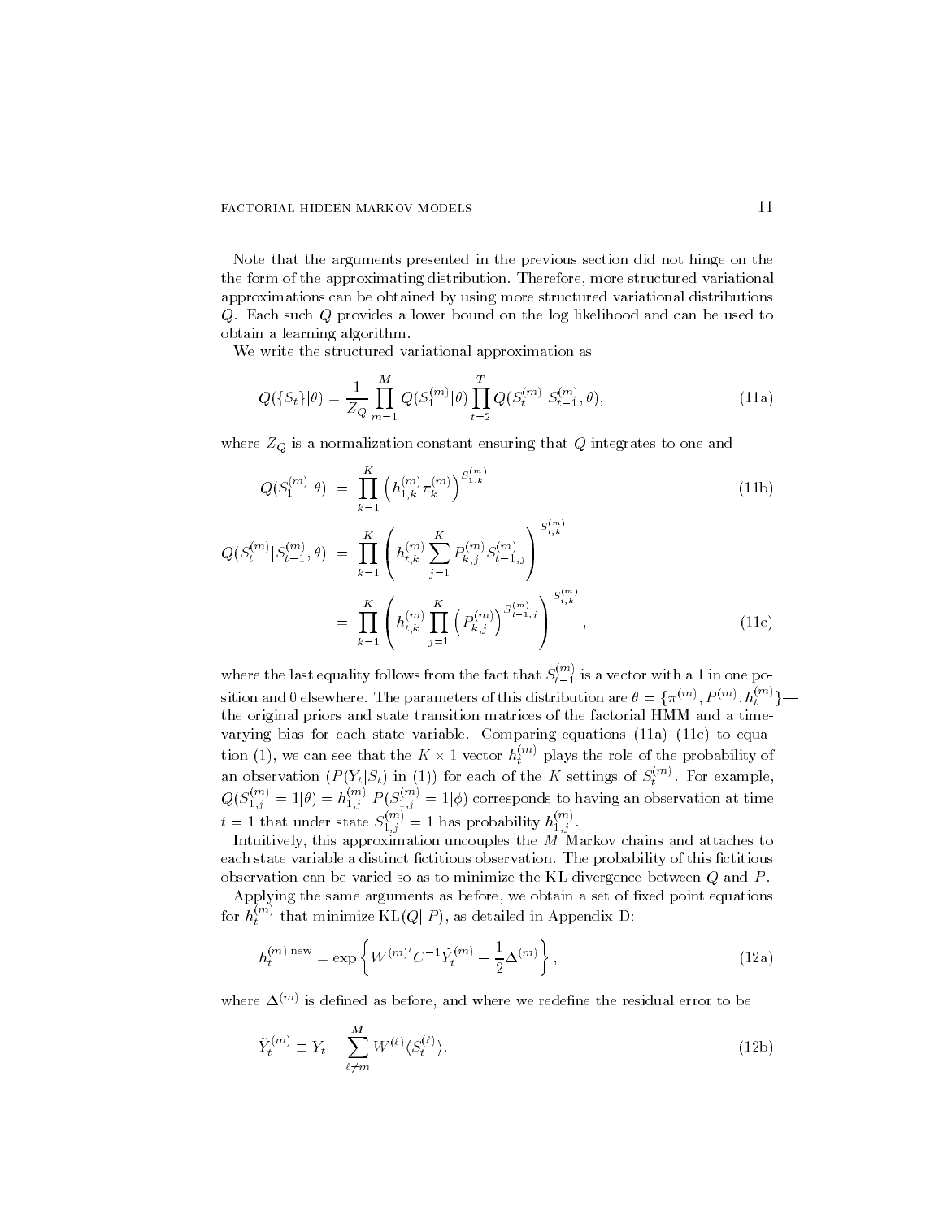Note that the arguments presented in the previous section did not hinge on the the form of the approximating distribution. Therefore, more structured variational approximations can be obtained by using more structured variational distributions $Q$. Each such $Q$ provides a lower bound on the log likelihood and can be used to obtain a learning algorithm.

We write the structured variational approximation as

$$
Q(\{S_t\}|\theta) = \frac{1}{Z_Q} \prod_{m=1}^{M} Q(S_1^{(m)}|\theta) \prod_{t=2}^{T} Q(S_t^{(m)}|S_{t-1}^{(m)}, \theta), \tag{11a}
$$

where $Z_Q$ is a normalization constant ensuring that $Q$ integrates to one and

$$
Q(S_1^{(m)}|\theta) = \prod_{k=1}^{K} \left( h_{1,k}^{(m)} \pi_k^{(m)} \right)^{S_{1,k}^{(m)}} \tag{11b}
$$

$$
\begin{aligned}
Q(S_t^{(m)}|S_{t-1}^{(m)}, \theta) &= \prod_{k=1}^{K} \left( h_{t,k}^{(m)} \sum_{j=1}^{K} P_{k,j}^{(m)} S_{t-1,j}^{(m)} \right)^{S_{t,k}^{(m)}} \\
&= \prod_{k=1}^{K} \left( h_{t,k}^{(m)} \prod_{j=1}^{K} \left( P_{k,j}^{(m)} \right)^{S_{t-1,j}^{(m)}} \right)^{S_{t,k}^{(m)}},
\end{aligned} \tag{11c}
$$

where the last equality follows from the fact that $S_{t-1}^{(m)}$ is a vector with a 1 in one position and 0 elsewhere. The parameters of this distribution are $\theta = \{\pi^{(m)}, P^{(m)}, h_t^{(m)}\}$—the original priors and state transition matrices of the factorial HMM and a time-varying bias for each state variable. Comparing equations (11a)–(11c) to equation (1), we can see that the $K \times 1$ vector $h_t^{(m)}$ plays the role of the probability of an observation ($P(Y_t|S_t)$ in (1)) for each of the $K$ settings of $S_t^{(m)}$. For example, $Q(S_{1,j}^{(m)} = 1|\theta) = h_{1,j}^{(m)} \; P(S_{1,j}^{(m)} = 1|\phi)$ corresponds to having an observation at time $t = 1$ that under state $S_{1,j}^{(m)} = 1$ has probability $h_{1,j}^{(m)}$.

Intuitively, this approximation uncouples the $M$ Markov chains and attaches to each state variable a distinct fictitious observation. The probability of this fictitious observation can be varied so as to minimize the KL divergence between $Q$ and $P$.

Applying the same arguments as before, we obtain a set of fixed point equations for $h_t^{(m)}$ that minimize $\mathrm{KL}(Q\|P)$, as detailed in Appendix D:

$$
h_t^{(m)\,\mathrm{new}} = \exp\left\{ W^{(m)\prime} C^{-1} \tilde{Y}_t^{(m)} - \frac{1}{2}\Delta^{(m)} \right\}, \tag{12a}
$$

where $\Delta^{(m)}$ is defined as before, and where we redefine the residual error to be

$$
\tilde{Y}_t^{(m)} \equiv Y_t - \sum_{\ell \neq m}^{M} W^{(\ell)} \langle S_t^{(\ell)} \rangle. \tag{12b}
$$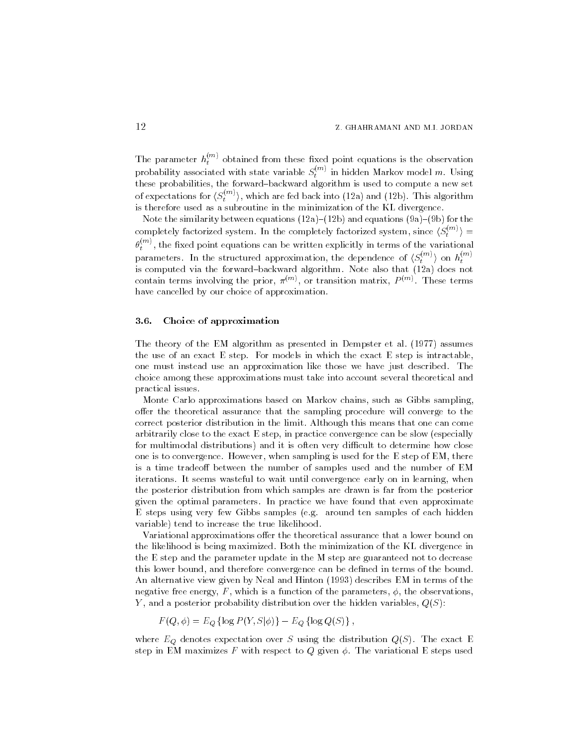The parameter $h_t^{(m)}$ obtained from these fixed point equations is the observation probability associated with state variable $S_t^{(m)}$ in hidden Markov model $m$. Using these probabilities, the forward–backward algorithm is used to compute a new set of expectations for $\langle S_t^{(m)} \rangle$, which are fed back into (12a) and (12b). This algorithm is therefore used as a subroutine in the minimization of the KL divergence.

Note the similarity between equations (12a)–(12b) and equations (9a)–(9b) for the completely factorized system. In the completely factorized system, since $\langle S_t^{(m)} \rangle = \theta_t^{(m)}$, the fixed point equations can be written explicitly in terms of the variational parameters. In the structured approximation, the dependence of $\langle S_t^{(m)} \rangle$ on $h_t^{(m)}$ is computed via the forward–backward algorithm. Note also that (12a) does not contain terms involving the prior, $\pi^{(m)}$, or transition matrix, $P^{(m)}$. These terms have cancelled by our choice of approximation.

### 3.6. Choice of approximation

The theory of the EM algorithm as presented in Dempster et al. (1977) assumes the use of an exact E step. For models in which the exact E step is intractable, one must instead use an approximation like those we have just described. The choice among these approximations must take into account several theoretical and practical issues.

Monte Carlo approximations based on Markov chains, such as Gibbs sampling, offer the theoretical assurance that the sampling procedure will converge to the correct posterior distribution in the limit. Although this means that one can come arbitrarily close to the exact E step, in practice convergence can be slow (especially for multimodal distributions) and it is often very difficult to determine how close one is to convergence. However, when sampling is used for the E step of EM, there is a time tradeoff between the number of samples used and the number of EM iterations. It seems wasteful to wait until convergence early on in learning, when the posterior distribution from which samples are drawn is far from the posterior given the optimal parameters. In practice we have found that even approximate E steps using very few Gibbs samples (e.g. around ten samples of each hidden variable) tend to increase the true likelihood.

Variational approximations offer the theoretical assurance that a lower bound on the likelihood is being maximized. Both the minimization of the KL divergence in the E step and the parameter update in the M step are guaranteed not to decrease this lower bound, and therefore convergence can be defined in terms of the bound. An alternative view given by Neal and Hinton (1993) describes EM in terms of the negative free energy, $F$, which is a function of the parameters, $\phi$, the observations, $Y$, and a posterior probability distribution over the hidden variables, $Q(S)$:

$$F(Q, \phi) = E_Q \{\log P(Y, S|\phi)\} - E_Q \{\log Q(S)\},$$

where $E_Q$ denotes expectation over $S$ using the distribution $Q(S)$. The exact E step in EM maximizes $F$ with respect to $Q$ given $\phi$. The variational E steps used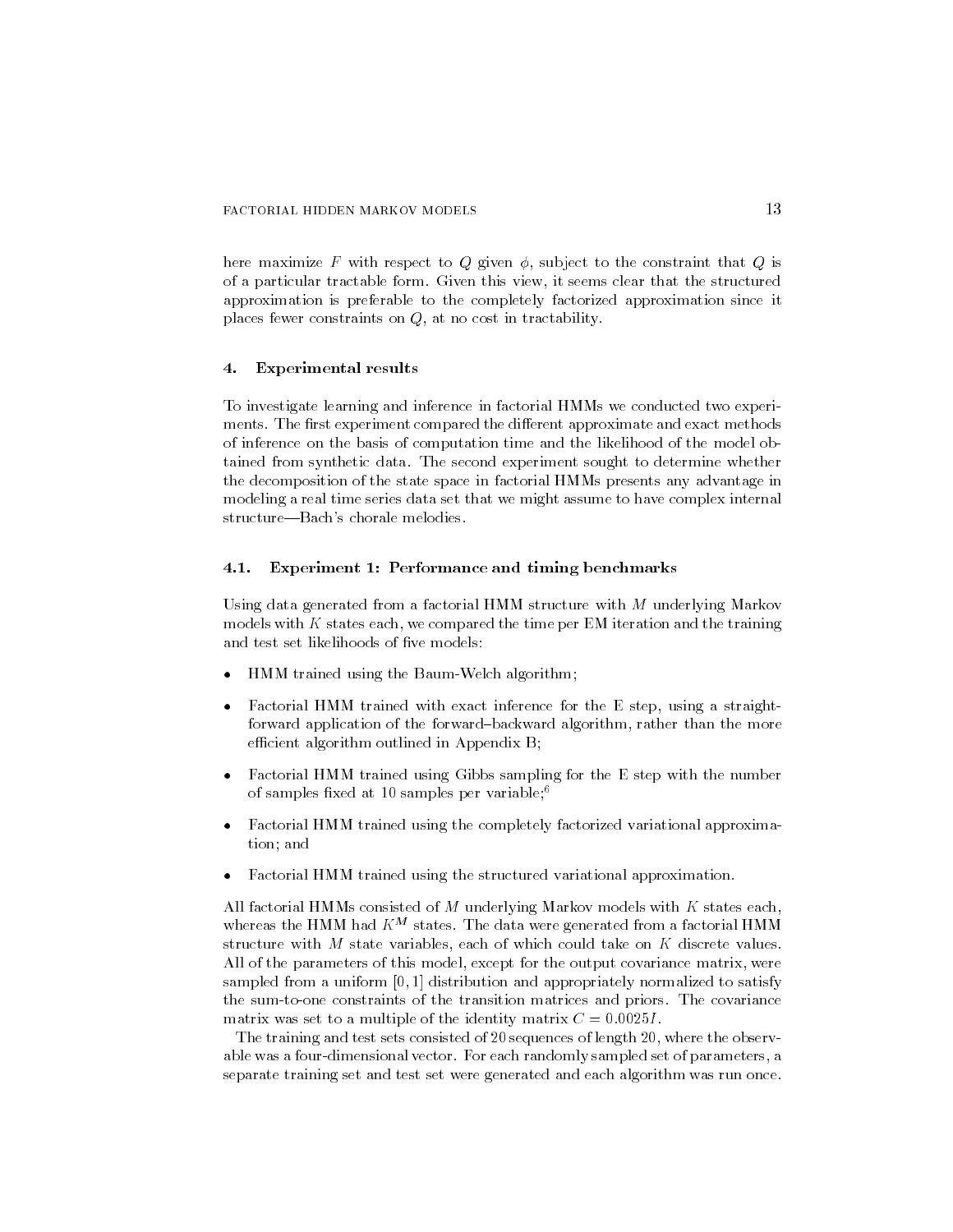here maximize $F$ with respect to $Q$ given $\phi$, subject to the constraint that $Q$ is of a particular tractable form. Given this view, it seems clear that the structured approximation is preferable to the completely factorized approximation since it places fewer constraints on $Q$, at no cost in tractability.

## 4. Experimental results

To investigate learning and inference in factorial HMMs we conducted two experiments. The first experiment compared the different approximate and exact methods of inference on the basis of computation time and the likelihood of the model obtained from synthetic data. The second experiment sought to determine whether the decomposition of the state space in factorial HMMs presents any advantage in modeling a real time series data set that we might assume to have complex internal structure—Bach's chorale melodies.

### 4.1. Experiment 1: Performance and timing benchmarks

Using data generated from a factorial HMM structure with $M$ underlying Markov models with $K$ states each, we compared the time per EM iteration and the training and test set likelihoods of five models:

- HMM trained using the Baum-Welch algorithm;
- Factorial HMM trained with exact inference for the E step, using a straightforward application of the forward–backward algorithm, rather than the more efficient algorithm outlined in Appendix B;
- Factorial HMM trained using Gibbs sampling for the E step with the number of samples fixed at 10 samples per variable;[6]
- Factorial HMM trained using the completely factorized variational approximation; and
- Factorial HMM trained using the structured variational approximation.

All factorial HMMs consisted of $M$ underlying Markov models with $K$ states each, whereas the HMM had $K^M$ states. The data were generated from a factorial HMM structure with $M$ state variables, each of which could take on $K$ discrete values. All of the parameters of this model, except for the output covariance matrix, were sampled from a uniform $[0, 1]$ distribution and appropriately normalized to satisfy the sum-to-one constraints of the transition matrices and priors. The covariance matrix was set to a multiple of the identity matrix $C = 0.0025I$.

The training and test sets consisted of 20 sequences of length 20, where the observable was a four-dimensional vector. For each randomly sampled set of parameters, a separate training set and test set were generated and each algorithm was run once.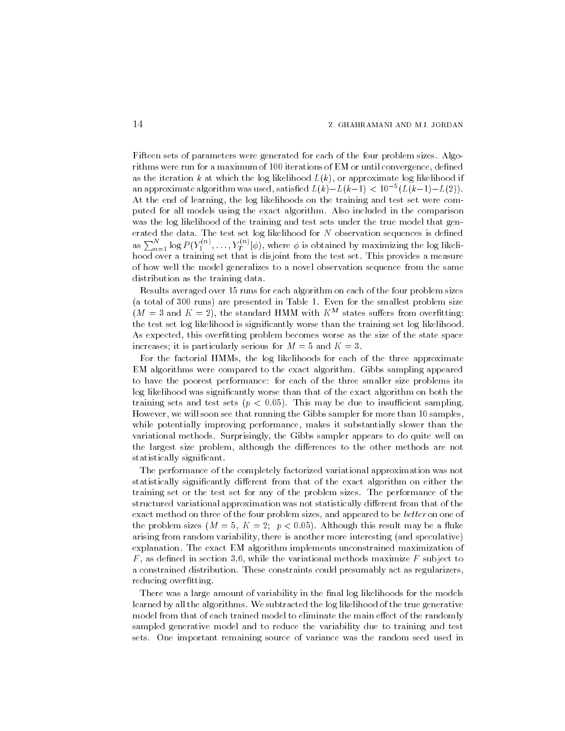Fifteen sets of parameters were generated for each of the four problem sizes. Algorithms were run for a maximum of 100 iterations of EM or until convergence, defined as the iteration $k$ at which the log likelihood $L(k)$, or approximate log likelihood if an approximate algorithm was used, satisfied $L(k) - L(k-1) < 10^{-5}(L(k-1) - L(2))$. At the end of learning, the log likelihoods on the training and test set were computed for all models using the exact algorithm. Also included in the comparison was the log likelihood of the training and test sets under the true model that generated the data. The test set log likelihood for $N$ observation sequences is defined as $\sum_{n=1}^{N} \log P(Y_1^{(n)}, \ldots, Y_T^{(n)}|\phi)$, where $\phi$ is obtained by maximizing the log likelihood over a training set that is disjoint from the test set. This provides a measure of how well the model generalizes to a novel observation sequence from the same distribution as the training data.

Results averaged over 15 runs for each algorithm on each of the four problem sizes (a total of 300 runs) are presented in Table 1. Even for the smallest problem size ($M = 3$ and $K = 2$), the standard HMM with $K^M$ states suffers from overfitting: the test set log likelihood is significantly worse than the training set log likelihood. As expected, this overfitting problem becomes worse as the size of the state space increases; it is particularly serious for $M = 5$ and $K = 3$.

For the factorial HMMs, the log likelihoods for each of the three approximate EM algorithms were compared to the exact algorithm. Gibbs sampling appeared to have the poorest performance: for each of the three smaller size problems its log likelihood was significantly worse than that of the exact algorithm on both the training sets and test sets ($p < 0.05$). This may be due to insufficient sampling. However, we will soon see that running the Gibbs sampler for more than 10 samples, while potentially improving performance, makes it substantially slower than the variational methods. Surprisingly, the Gibbs sampler appears to do quite well on the largest size problem, although the differences to the other methods are not statistically significant.

The performance of the completely factorized variational approximation was not statistically significantly different from that of the exact algorithm on either the training set or the test set for any of the problem sizes. The performance of the structured variational approximation was not statistically different from that of the exact method on three of the four problem sizes, and appeared to be *better* on one of the problem sizes ($M = 5$, $K = 2$; $p < 0.05$). Although this result may be a fluke arising from random variability, there is another more interesting (and speculative) explanation. The exact EM algorithm implements unconstrained maximization of $F$, as defined in section 3.6, while the variational methods maximize $F$ subject to a constrained distribution. These constraints could presumably act as regularizers, reducing overfitting.

There was a large amount of variability in the final log likelihoods for the models learned by all the algorithms. We subtracted the log likelihood of the true generative model from that of each trained model to eliminate the main effect of the randomly sampled generative model and to reduce the variability due to training and test sets. One important remaining source of variance was the random seed used in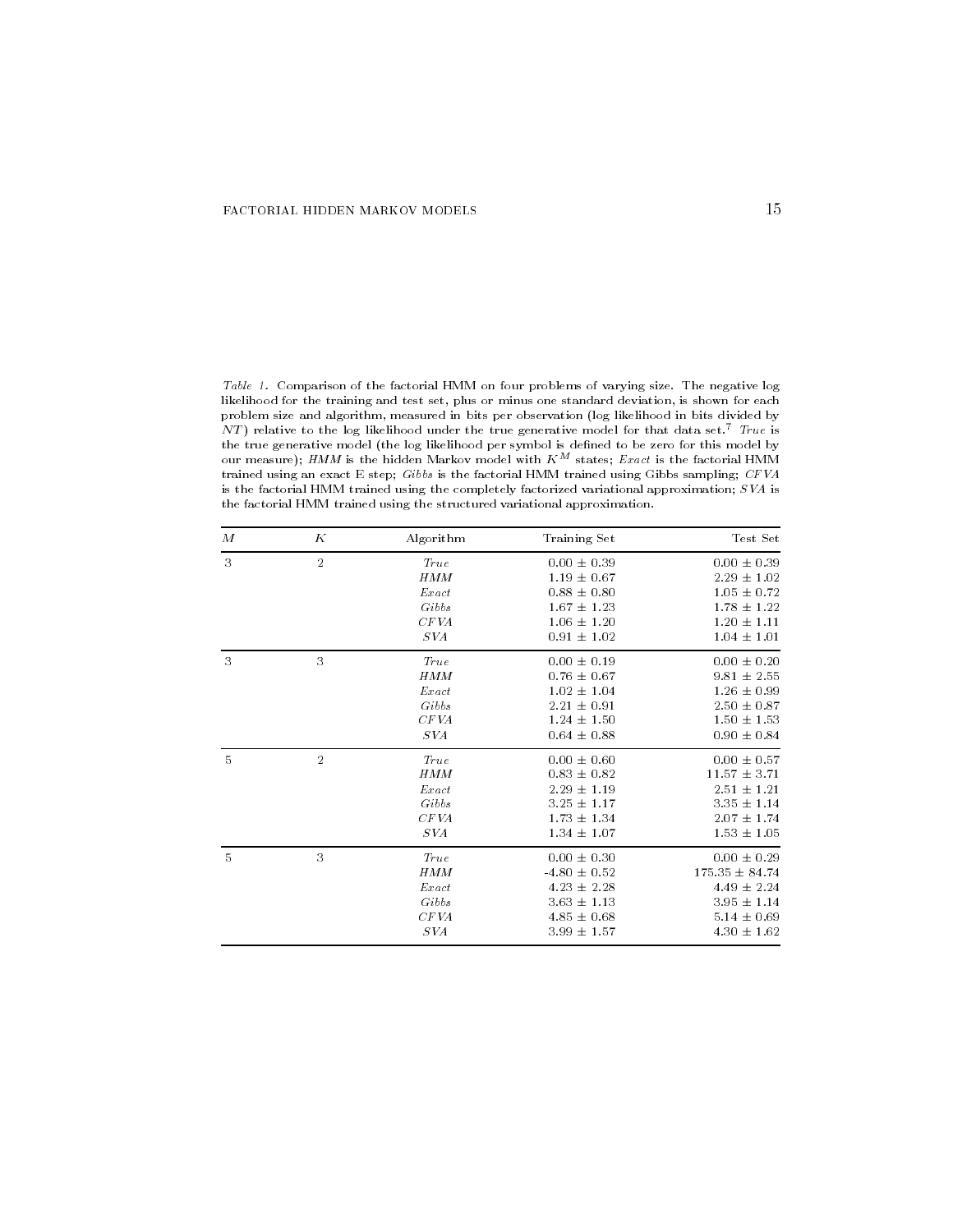*Table 1.* Comparison of the factorial HMM on four problems of varying size. The negative log likelihood for the training and test set, plus or minus one standard deviation, is shown for each problem size and algorithm, measured in bits per observation (log likelihood in bits divided by $NT$) relative to the log likelihood under the true generative model for that data set.[7] *True* is the true generative model (the log likelihood per symbol is defined to be zero for this model by our measure); *HMM* is the hidden Markov model with $K^M$ states; *Exact* is the factorial HMM trained using an exact E step; *Gibbs* is the factorial HMM trained using Gibbs sampling; *CFVA* is the factorial HMM trained using the completely factorized variational approximation; *SVA* is the factorial HMM trained using the structured variational approximation.

| $M$ | $K$ | Algorithm | Training Set | Test Set |
|---|---|---|---|---|
| 3 | 2 | *True* | 0.00 ± 0.39 | 0.00 ± 0.39 |
| | | *HMM* | 1.19 ± 0.67 | 2.29 ± 1.02 |
| | | *Exact* | 0.88 ± 0.80 | 1.05 ± 0.72 |
| | | *Gibbs* | 1.67 ± 1.23 | 1.78 ± 1.22 |
| | | *CFVA* | 1.06 ± 1.20 | 1.20 ± 1.11 |
| | | *SVA* | 0.91 ± 1.02 | 1.04 ± 1.01 |
| 3 | 3 | *True* | 0.00 ± 0.19 | 0.00 ± 0.20 |
| | | *HMM* | 0.76 ± 0.67 | 9.81 ± 2.55 |
| | | *Exact* | 1.02 ± 1.04 | 1.26 ± 0.99 |
| | | *Gibbs* | 2.21 ± 0.91 | 2.50 ± 0.87 |
| | | *CFVA* | 1.24 ± 1.50 | 1.50 ± 1.53 |
| | | *SVA* | 0.64 ± 0.88 | 0.90 ± 0.84 |
| 5 | 2 | *True* | 0.00 ± 0.60 | 0.00 ± 0.57 |
| | | *HMM* | 0.83 ± 0.82 | 11.57 ± 3.71 |
| | | *Exact* | 2.29 ± 1.19 | 2.51 ± 1.21 |
| | | *Gibbs* | 3.25 ± 1.17 | 3.35 ± 1.14 |
| | | *CFVA* | 1.73 ± 1.34 | 2.07 ± 1.74 |
| | | *SVA* | 1.34 ± 1.07 | 1.53 ± 1.05 |
| 5 | 3 | *True* | 0.00 ± 0.30 | 0.00 ± 0.29 |
| | | *HMM* | -4.80 ± 0.52 | 175.35 ± 84.74 |
| | | *Exact* | 4.23 ± 2.28 | 4.49 ± 2.24 |
| | | *Gibbs* | 3.63 ± 1.13 | 3.95 ± 1.14 |
| | | *CFVA* | 4.85 ± 0.68 | 5.14 ± 0.69 |
| | | *SVA* | 3.99 ± 1.57 | 4.30 ± 1.62 |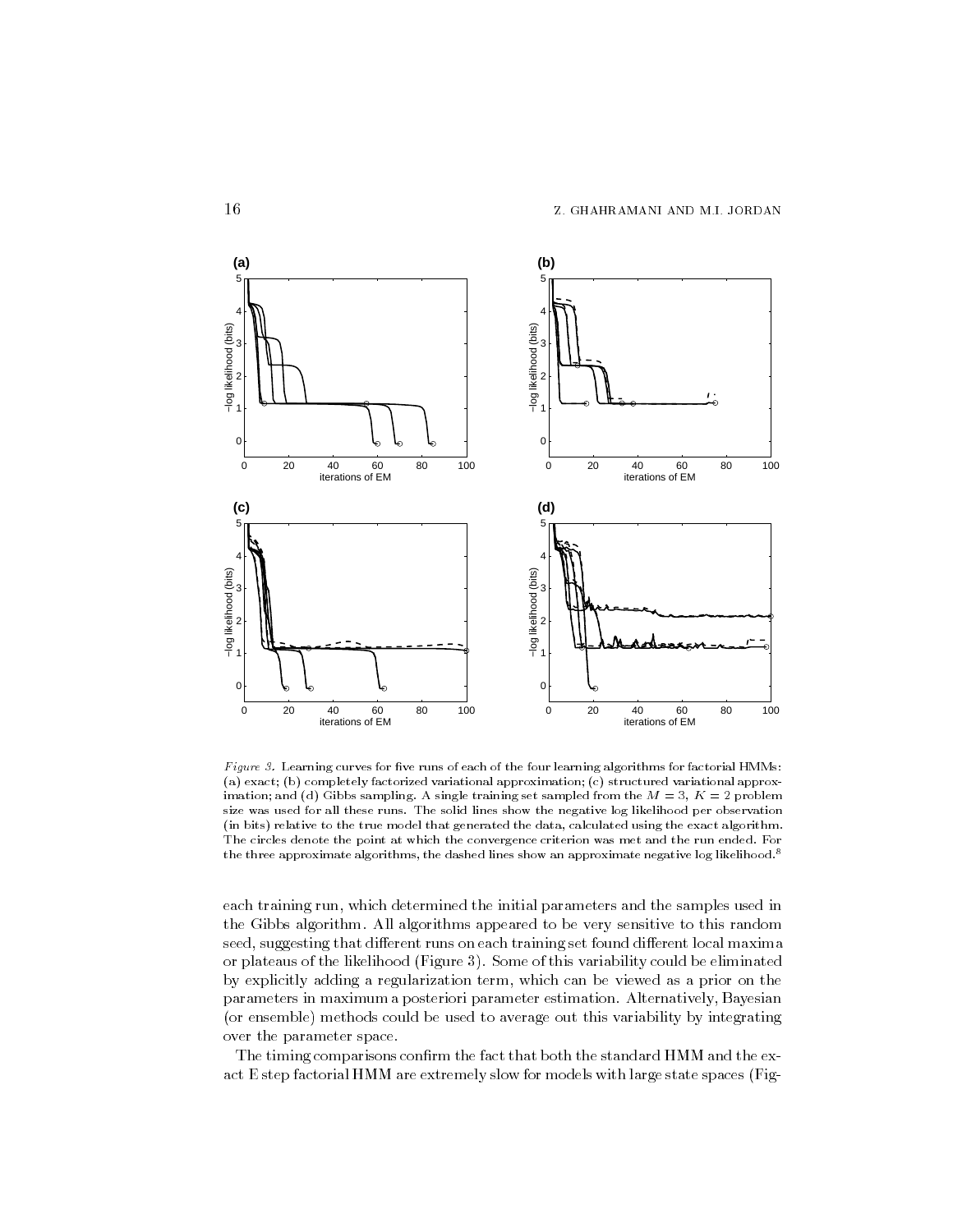*Figure 3.* Learning curves for five runs of each of the four learning algorithms for factorial HMMs: (a) exact; (b) completely factorized variational approximation; (c) structured variational approximation; and (d) Gibbs sampling. A single training set sampled from the $M = 3$, $K = 2$ problem size was used for all these runs. The solid lines show the negative log likelihood per observation (in bits) relative to the true model that generated the data, calculated using the exact algorithm. The circles denote the point at which the convergence criterion was met and the run ended. For the three approximate algorithms, the dashed lines show an approximate negative log likelihood.[8]

each training run, which determined the initial parameters and the samples used in the Gibbs algorithm. All algorithms appeared to be very sensitive to this random seed, suggesting that different runs on each training set found different local maxima or plateaus of the likelihood (Figure 3). Some of this variability could be eliminated by explicitly adding a regularization term, which can be viewed as a prior on the parameters in maximum a posteriori parameter estimation. Alternatively, Bayesian (or ensemble) methods could be used to average out this variability by integrating over the parameter space.

The timing comparisons confirm the fact that both the standard HMM and the exact E step factorial HMM are extremely slow for models with large state spaces (Fig-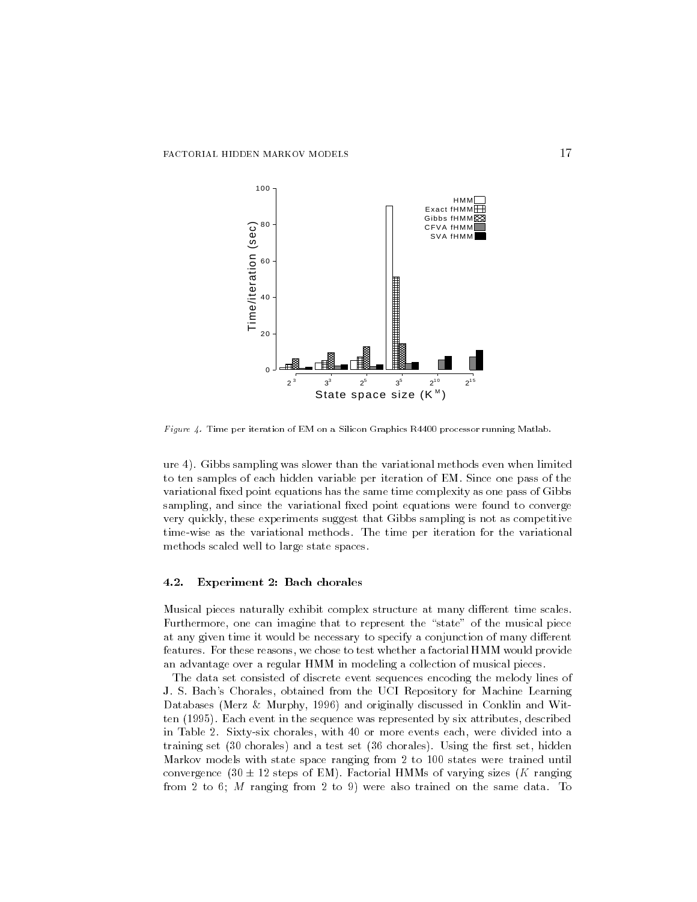*Figure 4.* Time per iteration of EM on a Silicon Graphics R4400 processor running Matlab.

ure 4). Gibbs sampling was slower than the variational methods even when limited to ten samples of each hidden variable per iteration of EM. Since one pass of the variational fixed point equations has the same time complexity as one pass of Gibbs sampling, and since the variational fixed point equations were found to converge very quickly, these experiments suggest that Gibbs sampling is not as competitive time-wise as the variational methods. The time per iteration for the variational methods scaled well to large state spaces.

### 4.2. Experiment 2: Bach chorales

Musical pieces naturally exhibit complex structure at many different time scales. Furthermore, one can imagine that to represent the "state" of the musical piece at any given time it would be necessary to specify a conjunction of many different features. For these reasons, we chose to test whether a factorial HMM would provide an advantage over a regular HMM in modeling a collection of musical pieces.

The data set consisted of discrete event sequences encoding the melody lines of J. S. Bach's Chorales, obtained from the UCI Repository for Machine Learning Databases (Merz & Murphy, 1996) and originally discussed in Conklin and Witten (1995). Each event in the sequence was represented by six attributes, described in Table 2. Sixty-six chorales, with 40 or more events each, were divided into a training set (30 chorales) and a test set (36 chorales). Using the first set, hidden Markov models with state space ranging from 2 to 100 states were trained until convergence ($30 \pm 12$ steps of EM). Factorial HMMs of varying sizes ($K$ ranging from 2 to 6; $M$ ranging from 2 to 9) were also trained on the same data. To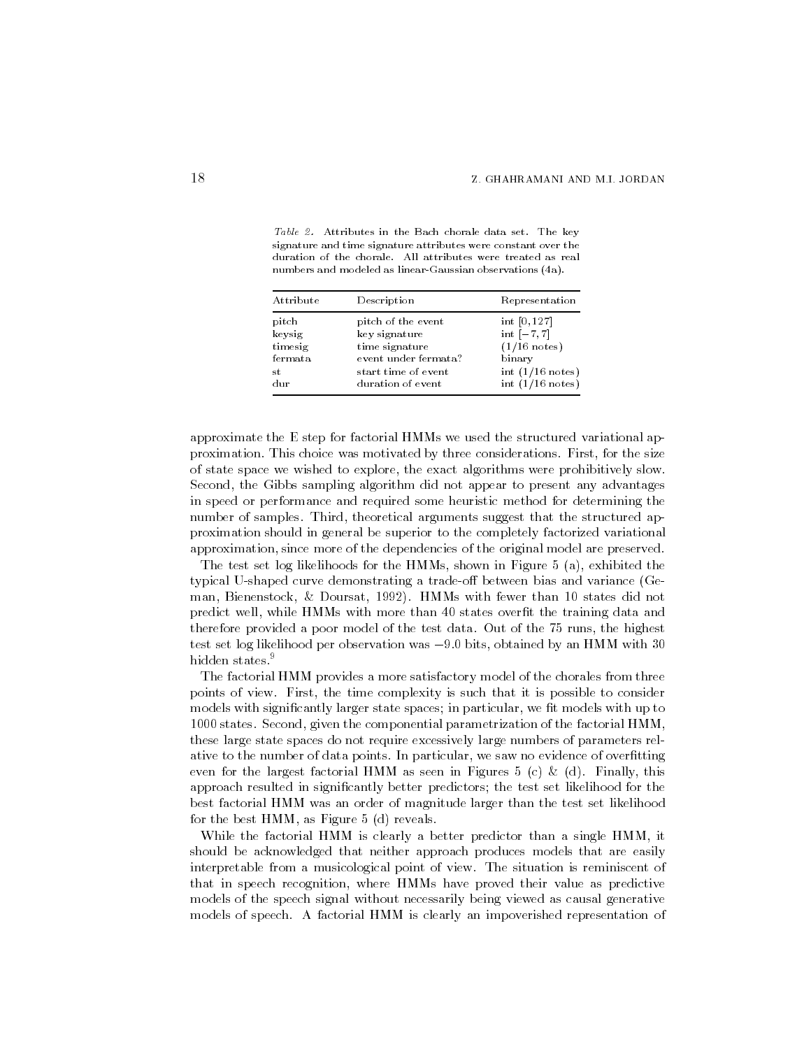*Table 2.* Attributes in the Bach chorale data set. The key signature and time signature attributes were constant over the duration of the chorale. All attributes were treated as real numbers and modeled as linear-Gaussian observations (4a).

| Attribute | Description | Representation |
|---|---|---|
| pitch | pitch of the event | int $[0, 127]$ |
| keysig | key signature | int $[-7, 7]$ |
| timesig | time signature | (1/16 notes) |
| fermata | event under fermata? | binary |
| st | start time of event | int (1/16 notes) |
| dur | duration of event | int (1/16 notes) |

approximate the E step for factorial HMMs we used the structured variational approximation. This choice was motivated by three considerations. First, for the size of state space we wished to explore, the exact algorithms were prohibitively slow. Second, the Gibbs sampling algorithm did not appear to present any advantages in speed or performance and required some heuristic method for determining the number of samples. Third, theoretical arguments suggest that the structured approximation should in general be superior to the completely factorized variational approximation, since more of the dependencies of the original model are preserved.

The test set log likelihoods for the HMMs, shown in Figure 5 (a), exhibited the typical U-shaped curve demonstrating a trade-off between bias and variance (Geman, Bienenstock, & Doursat, 1992). HMMs with fewer than 10 states did not predict well, while HMMs with more than 40 states overfit the training data and therefore provided a poor model of the test data. Out of the 75 runs, the highest test set log likelihood per observation was $-9.0$ bits, obtained by an HMM with 30 hidden states.[9]

The factorial HMM provides a more satisfactory model of the chorales from three points of view. First, the time complexity is such that it is possible to consider models with significantly larger state spaces; in particular, we fit models with up to 1000 states. Second, given the componential parametrization of the factorial HMM, these large state spaces do not require excessively large numbers of parameters relative to the number of data points. In particular, we saw no evidence of overfitting even for the largest factorial HMM as seen in Figures 5 (c) & (d). Finally, this approach resulted in significantly better predictors; the test set likelihood for the best factorial HMM was an order of magnitude larger than the test set likelihood for the best HMM, as Figure 5 (d) reveals.

While the factorial HMM is clearly a better predictor than a single HMM, it should be acknowledged that neither approach produces models that are easily interpretable from a musicological point of view. The situation is reminiscent of that in speech recognition, where HMMs have proved their value as predictive models of the speech signal without necessarily being viewed as causal generative models of speech. A factorial HMM is clearly an impoverished representation of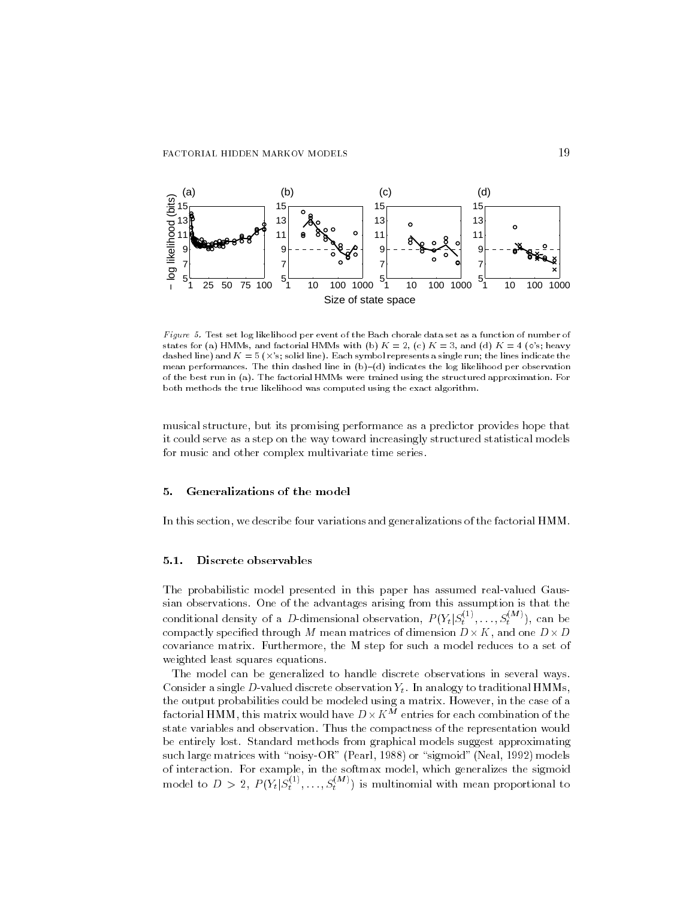*Figure 5.* Test set log likelihood per event of the Bach chorale data set as a function of number of states for (a) HMMs, and factorial HMMs with (b) $K = 2$, (c) $K = 3$, and (d) $K = 4$ (o's; heavy dashed line) and $K = 5$ ($\times$'s; solid line). Each symbol represents a single run; the lines indicate the mean performances. The thin dashed line in (b)–(d) indicates the log likelihood per observation of the best run in (a). The factorial HMMs were trained using the structured approximation. For both methods the true likelihood was computed using the exact algorithm.

musical structure, but its promising performance as a predictor provides hope that it could serve as a step on the way toward increasingly structured statistical models for music and other complex multivariate time series.

## 5. Generalizations of the model

In this section, we describe four variations and generalizations of the factorial HMM.

### 5.1. Discrete observables

The probabilistic model presented in this paper has assumed real-valued Gaussian observations. One of the advantages arising from this assumption is that the conditional density of a $D$-dimensional observation, $P(Y_t|S_t^{(1)}, \ldots, S_t^{(M)})$, can be compactly specified through $M$ mean matrices of dimension $D \times K$, and one $D \times D$ covariance matrix. Furthermore, the M step for such a model reduces to a set of weighted least squares equations.

The model can be generalized to handle discrete observations in several ways. Consider a single $D$-valued discrete observation $Y_t$. In analogy to traditional HMMs, the output probabilities could be modeled using a matrix. However, in the case of a factorial HMM, this matrix would have $D \times K^M$ entries for each combination of the state variables and observation. Thus the compactness of the representation would be entirely lost. Standard methods from graphical models suggest approximating such large matrices with "noisy-OR" (Pearl, 1988) or "sigmoid" (Neal, 1992) models of interaction. For example, in the softmax model, which generalizes the sigmoid model to $D > 2$, $P(Y_t|S_t^{(1)}, \ldots, S_t^{(M)})$ is multinomial with mean proportional to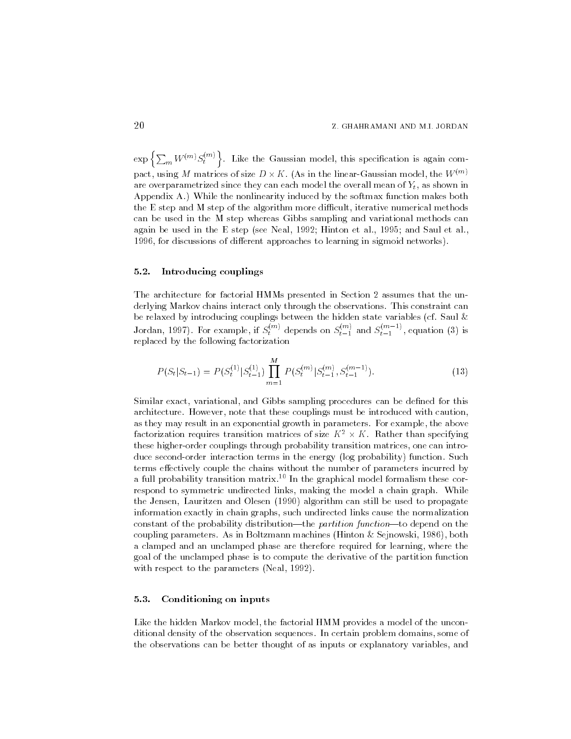$\exp\left\{\sum_m W^{(m)} S_t^{(m)}\right\}$. Like the Gaussian model, this specification is again compact, using $M$ matrices of size $D \times K$. (As in the linear-Gaussian model, the $W^{(m)}$ are overparametrized since they can each model the overall mean of $Y_t$, as shown in Appendix A.) While the nonlinearity induced by the softmax function makes both the E step and M step of the algorithm more difficult, iterative numerical methods can be used in the M step whereas Gibbs sampling and variational methods can again be used in the E step (see Neal, 1992; Hinton et al., 1995; and Saul et al., 1996, for discussions of different approaches to learning in sigmoid networks).

### 5.2. Introducing couplings

The architecture for factorial HMMs presented in Section 2 assumes that the underlying Markov chains interact only through the observations. This constraint can be relaxed by introducing couplings between the hidden state variables (cf. Saul & Jordan, 1997). For example, if $S_t^{(m)}$ depends on $S_{t-1}^{(m)}$ and $S_{t-1}^{(m-1)}$, equation (3) is replaced by the following factorization

$$P(S_t|S_{t-1}) = P(S_t^{(1)}|S_{t-1}^{(1)}) \prod_{m=1}^{M} P(S_t^{(m)}|S_{t-1}^{(m)}, S_{t-1}^{(m-1)}). \tag{13}$$

Similar exact, variational, and Gibbs sampling procedures can be defined for this architecture. However, note that these couplings must be introduced with caution, as they may result in an exponential growth in parameters. For example, the above factorization requires transition matrices of size $K^2 \times K$. Rather than specifying these higher-order couplings through probability transition matrices, one can introduce second-order interaction terms in the energy (log probability) function. Such terms effectively couple the chains without the number of parameters incurred by a full probability transition matrix.[10] In the graphical model formalism these correspond to symmetric undirected links, making the model a chain graph. While the Jensen, Lauritzen and Olesen (1990) algorithm can still be used to propagate information exactly in chain graphs, such undirected links cause the normalization constant of the probability distribution—the *partition function*—to depend on the coupling parameters. As in Boltzmann machines (Hinton & Sejnowski, 1986), both a clamped and an unclamped phase are therefore required for learning, where the goal of the unclamped phase is to compute the derivative of the partition function with respect to the parameters (Neal, 1992).

### 5.3. Conditioning on inputs

Like the hidden Markov model, the factorial HMM provides a model of the unconditional density of the observation sequences. In certain problem domains, some of the observations can be better thought of as inputs or explanatory variables, and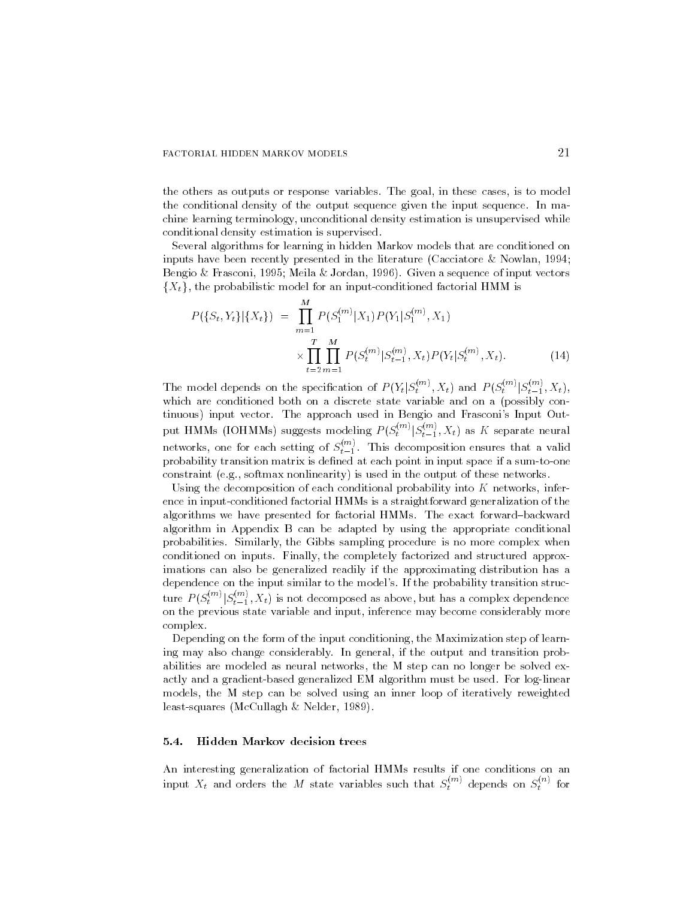the others as outputs or response variables. The goal, in these cases, is to model the conditional density of the output sequence given the input sequence. In machine learning terminology, unconditional density estimation is unsupervised while conditional density estimation is supervised.

Several algorithms for learning in hidden Markov models that are conditioned on inputs have been recently presented in the literature (Cacciatore & Nowlan, 1994; Bengio & Frasconi, 1995; Meila & Jordan, 1996). Given a sequence of input vectors $\{X_t\}$, the probabilistic model for an input-conditioned factorial HMM is

$$
\begin{aligned}
P(\{S_t, Y_t\}|\{X_t\}) &= \prod_{m=1}^{M} P(S_1^{(m)}|X_1) P(Y_1|S_1^{(m)}, X_1) \\
&\quad \times \prod_{t=2}^{T} \prod_{m=1}^{M} P(S_t^{(m)}|S_{t-1}^{(m)}, X_t) P(Y_t|S_t^{(m)}, X_t). \qquad (14)
\end{aligned}
$$

The model depends on the specification of $P(Y_t|S_t^{(m)}, X_t)$ and $P(S_t^{(m)}|S_{t-1}^{(m)}, X_t)$, which are conditioned both on a discrete state variable and on a (possibly continuous) input vector. The approach used in Bengio and Frasconi's Input Output HMMs (IOHMMs) suggests modeling $P(S_t^{(m)}|S_{t-1}^{(m)}, X_t)$ as $K$ separate neural networks, one for each setting of $S_{t-1}^{(m)}$. This decomposition ensures that a valid probability transition matrix is defined at each point in input space if a sum-to-one constraint (e.g., softmax nonlinearity) is used in the output of these networks.

Using the decomposition of each conditional probability into $K$ networks, inference in input-conditioned factorial HMMs is a straightforward generalization of the algorithms we have presented for factorial HMMs. The exact forward–backward algorithm in Appendix B can be adapted by using the appropriate conditional probabilities. Similarly, the Gibbs sampling procedure is no more complex when conditioned on inputs. Finally, the completely factorized and structured approximations can also be generalized readily if the approximating distribution has a dependence on the input similar to the model's. If the probability transition structure $P(S_t^{(m)}|S_{t-1}^{(m)}, X_t)$ is not decomposed as above, but has a complex dependence on the previous state variable and input, inference may become considerably more complex.

Depending on the form of the input conditioning, the Maximization step of learning may also change considerably. In general, if the output and transition probabilities are modeled as neural networks, the M step can no longer be solved exactly and a gradient-based generalized EM algorithm must be used. For log-linear models, the M step can be solved using an inner loop of iteratively reweighted least-squares (McCullagh & Nelder, 1989).

### 5.4. Hidden Markov decision trees

An interesting generalization of factorial HMMs results if one conditions on an input $X_t$ and orders the $M$ state variables such that $S_t^{(m)}$ depends on $S_t^{(n)}$ for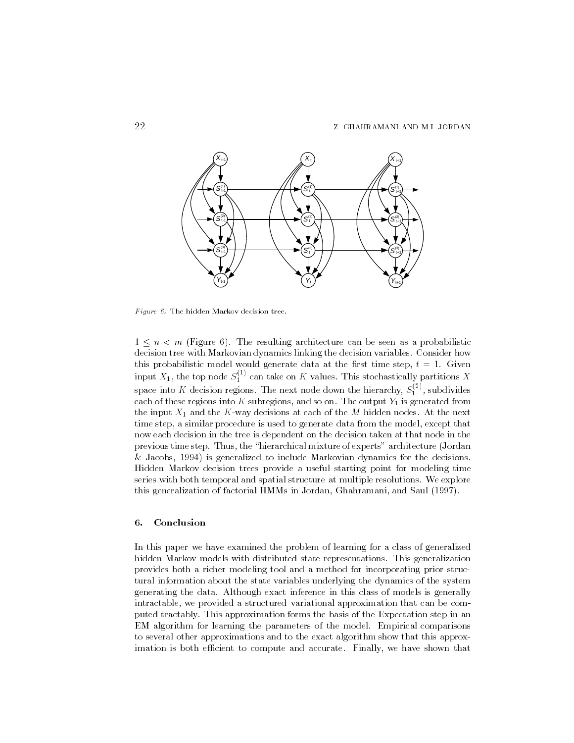*Figure 6.* The hidden Markov decision tree.

$1 \leq n < m$ (Figure 6). The resulting architecture can be seen as a probabilistic decision tree with Markovian dynamics linking the decision variables. Consider how this probabilistic model would generate data at the first time step, $t = 1$. Given input $X_1$, the top node $S_1^{(1)}$ can take on $K$ values. This stochastically partitions $X$ space into $K$ decision regions. The next node down the hierarchy, $S_1^{(2)}$, subdivides each of these regions into $K$ subregions, and so on. The output $Y_1$ is generated from the input $X_1$ and the $K$-way decisions at each of the $M$ hidden nodes. At the next time step, a similar procedure is used to generate data from the model, except that now each decision in the tree is dependent on the decision taken at that node in the previous time step. Thus, the "hierarchical mixture of experts" architecture (Jordan & Jacobs, 1994) is generalized to include Markovian dynamics for the decisions. Hidden Markov decision trees provide a useful starting point for modeling time series with both temporal and spatial structure at multiple resolutions. We explore this generalization of factorial HMMs in Jordan, Ghahramani, and Saul (1997).

## 6. Conclusion

In this paper we have examined the problem of learning for a class of generalized hidden Markov models with distributed state representations. This generalization provides both a richer modeling tool and a method for incorporating prior structural information about the state variables underlying the dynamics of the system generating the data. Although exact inference in this class of models is generally intractable, we provided a structured variational approximation that can be computed tractably. This approximation forms the basis of the Expectation step in an EM algorithm for learning the parameters of the model. Empirical comparisons to several other approximations and to the exact algorithm show that this approximation is both efficient to compute and accurate. Finally, we have shown that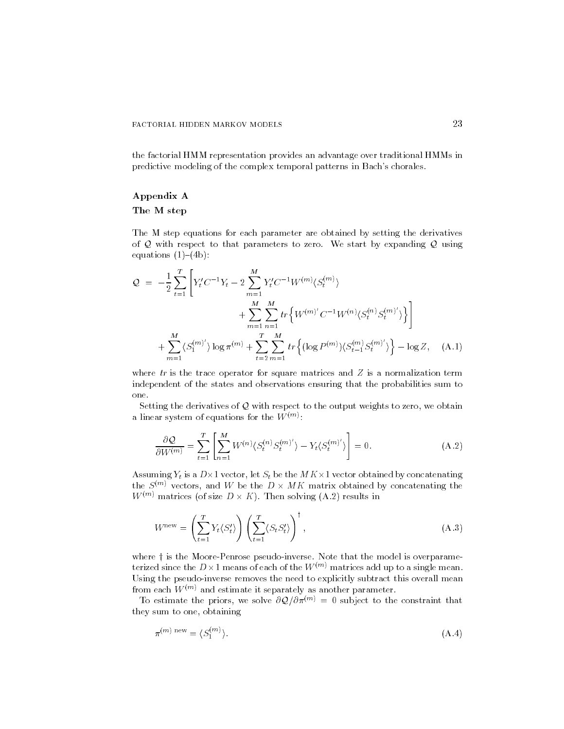the factorial HMM representation provides an advantage over traditional HMMs in predictive modeling of the complex temporal patterns in Bach's chorales.

## Appendix A

### The M step

The M step equations for each parameter are obtained by setting the derivatives of $\mathcal{Q}$ with respect to that parameters to zero. We start by expanding $\mathcal{Q}$ using equations (1)–(4b):

$$
\begin{aligned}
\mathcal{Q} \;=\; & -\frac{1}{2}\sum_{t=1}^{T}\Bigg[ Y_t' C^{-1} Y_t - 2\sum_{m=1}^{M} Y_t' C^{-1} W^{(m)} \langle S_t^{(m)} \rangle \\
& \qquad\qquad + \sum_{m=1}^{M}\sum_{n=1}^{M} tr\left\{ W^{(m)'} C^{-1} W^{(n)} \langle S_t^{(n)} S_t^{(m)'} \rangle \right\} \Bigg] \\
& + \sum_{m=1}^{M} \langle S_1^{(m)'} \rangle \log \pi^{(m)} + \sum_{t=2}^{T}\sum_{m=1}^{M} tr\left\{ (\log P^{(m)}) \langle S_{t-1}^{(m)} S_t^{(m)'} \rangle \right\} - \log Z, \qquad \text{(A.1)}
\end{aligned}
$$

where $tr$ is the trace operator for square matrices and $Z$ is a normalization term independent of the states and observations ensuring that the probabilities sum to one.

Setting the derivatives of $\mathcal{Q}$ with respect to the output weights to zero, we obtain a linear system of equations for the $W^{(m)}$:

$$
\frac{\partial \mathcal{Q}}{\partial W^{(m)}} = \sum_{t=1}^{T}\left[ \sum_{n=1}^{M} W^{(n)} \langle S_t^{(n)} S_t^{(m)'} \rangle - Y_t \langle S_t^{(m)'} \rangle \right] = 0. \qquad \text{(A.2)}
$$

Assuming $Y_t$ is a $D \times 1$ vector, let $S_t$ be the $MK \times 1$ vector obtained by concatenating the $S^{(m)}$ vectors, and $W$ be the $D \times MK$ matrix obtained by concatenating the $W^{(m)}$ matrices (of size $D \times K$). Then solving (A.2) results in

$$
W^{\text{new}} = \left( \sum_{t=1}^{T} Y_t \langle S_t' \rangle \right) \left( \sum_{t=1}^{T} \langle S_t S_t' \rangle \right)^{\dagger}, \qquad \text{(A.3)}
$$

where $\dagger$ is the Moore-Penrose pseudo-inverse. Note that the model is overparameterized since the $D \times 1$ means of each of the $W^{(m)}$ matrices add up to a single mean. Using the pseudo-inverse removes the need to explicitly subtract this overall mean from each $W^{(m)}$ and estimate it separately as another parameter.

To estimate the priors, we solve $\partial \mathcal{Q} / \partial \pi^{(m)} = 0$ subject to the constraint that they sum to one, obtaining

$$
\pi^{(m)\ \text{new}} = \langle S_1^{(m)} \rangle. \qquad \text{(A.4)}
$$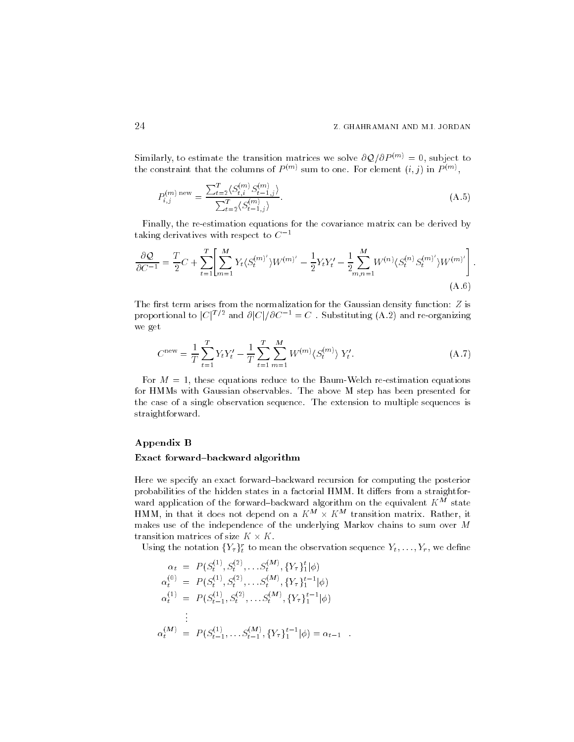Similarly, to estimate the transition matrices we solve $\partial \mathcal{Q}/\partial P^{(m)} = 0$, subject to the constraint that the columns of $P^{(m)}$ sum to one. For element $(i,j)$ in $P^{(m)}$,

$$P_{i,j}^{(m)\,\mathrm{new}} = \frac{\sum_{t=2}^{T} \langle S_{t,i}^{(m)} S_{t-1,j}^{(m)} \rangle}{\sum_{t=2}^{T} \langle S_{t-1,j}^{(m)} \rangle}. \tag{A.5}$$

Finally, the re-estimation equations for the covariance matrix can be derived by taking derivatives with respect to $C^{-1}$

$$\frac{\partial \mathcal{Q}}{\partial C^{-1}} = \frac{T}{2} C + \sum_{t=1}^{T} \left[ \sum_{m=1}^{M} Y_t \langle S_t^{(m)\prime} \rangle W^{(m)\prime} - \frac{1}{2} Y_t Y_t' - \frac{1}{2} \sum_{m,n=1}^{M} W^{(n)} \langle S_t^{(n)} S_t^{(m)\prime} \rangle W^{(m)\prime} \right]. \tag{A.6}$$

The first term arises from the normalization for the Gaussian density function: $Z$ is proportional to $|C|^{T/2}$ and $\partial |C| / \partial C^{-1} = C$ . Substituting (A.2) and re-organizing we get

$$C^{\mathrm{new}} = \frac{1}{T} \sum_{t=1}^{T} Y_t Y_t' - \frac{1}{T} \sum_{t=1}^{T} \sum_{m=1}^{M} W^{(m)} \langle S_t^{(m)} \rangle \, Y_t'. \tag{A.7}$$

For $M = 1$, these equations reduce to the Baum-Welch re-estimation equations for HMMs with Gaussian observables. The above M step has been presented for the case of a single observation sequence. The extension to multiple sequences is straightforward.

## Appendix B

### Exact forward–backward algorithm

Here we specify an exact forward–backward recursion for computing the posterior probabilities of the hidden states in a factorial HMM. It differs from a straightforward application of the forward–backward algorithm on the equivalent $K^M$ state HMM, in that it does not depend on a $K^M \times K^M$ transition matrix. Rather, it makes use of the independence of the underlying Markov chains to sum over $M$ transition matrices of size $K \times K$.

Using the notation $\{Y_\tau\}_t^r$ to mean the observation sequence $Y_t, \ldots, Y_r$, we define

$$\begin{aligned}
\alpha_t &= P(S_t^{(1)}, S_t^{(2)}, \ldots S_t^{(M)}, \{Y_\tau\}_1^t | \phi) \\
\alpha_t^{(0)} &= P(S_t^{(1)}, S_t^{(2)}, \ldots S_t^{(M)}, \{Y_\tau\}_1^{t-1} | \phi) \\
\alpha_t^{(1)} &= P(S_{t-1}^{(1)}, S_t^{(2)}, \ldots S_t^{(M)}, \{Y_\tau\}_1^{t-1} | \phi) \\
&\vdots \\
\alpha_t^{(M)} &= P(S_{t-1}^{(1)}, \ldots S_{t-1}^{(M)}, \{Y_\tau\}_1^{t-1} | \phi) = \alpha_{t-1} \quad .
\end{aligned}$$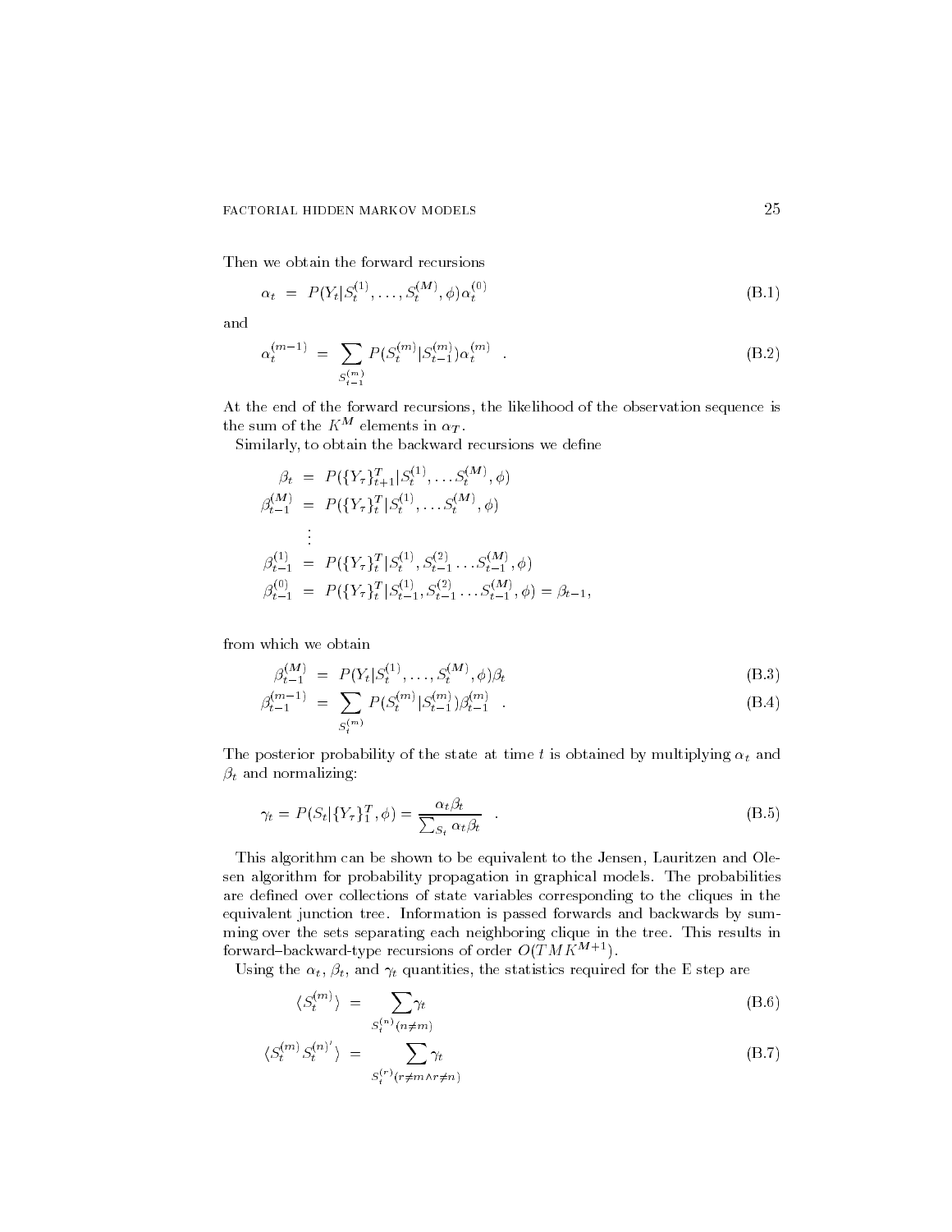Then we obtain the forward recursions

$$\alpha_t = P(Y_t|S_t^{(1)}, \ldots, S_t^{(M)}, \phi)\alpha_t^{(0)} \tag{B.1}$$

and

$$\alpha_t^{(m-1)} = \sum_{S_{t-1}^{(m)}} P(S_t^{(m)}|S_{t-1}^{(m)})\alpha_t^{(m)} \quad . \tag{B.2}$$

At the end of the forward recursions, the likelihood of the observation sequence is the sum of the $K^M$ elements in $\alpha_T$.

Similarly, to obtain the backward recursions we define

$$\begin{aligned}
\beta_t &= P(\{Y_\tau\}_{t+1}^T|S_t^{(1)}, \ldots S_t^{(M)}, \phi) \\
\beta_{t-1}^{(M)} &= P(\{Y_\tau\}_t^T|S_t^{(1)}, \ldots S_t^{(M)}, \phi) \\
&\vdots \\
\beta_{t-1}^{(1)} &= P(\{Y_\tau\}_t^T|S_t^{(1)}, S_{t-1}^{(2)} \ldots S_{t-1}^{(M)}, \phi) \\
\beta_{t-1}^{(0)} &= P(\{Y_\tau\}_t^T|S_{t-1}^{(1)}, S_{t-1}^{(2)} \ldots S_{t-1}^{(M)}, \phi) = \beta_{t-1},
\end{aligned}$$

from which we obtain

$$\beta_{t-1}^{(M)} = P(Y_t|S_t^{(1)}, \ldots, S_t^{(M)}, \phi)\beta_t \tag{B.3}$$

$$\beta_{t-1}^{(m-1)} = \sum_{S_t^{(m)}} P(S_t^{(m)}|S_{t-1}^{(m)})\beta_{t-1}^{(m)} \quad . \tag{B.4}$$

The posterior probability of the state at time $t$ is obtained by multiplying $\alpha_t$ and $\beta_t$ and normalizing:

$$\gamma_t = P(S_t|\{Y_\tau\}_1^T, \phi) = \frac{\alpha_t \beta_t}{\sum_{S_t} \alpha_t \beta_t} \quad . \tag{B.5}$$

This algorithm can be shown to be equivalent to the Jensen, Lauritzen and Olesen algorithm for probability propagation in graphical models. The probabilities are defined over collections of state variables corresponding to the cliques in the equivalent junction tree. Information is passed forwards and backwards by summing over the sets separating each neighboring clique in the tree. This results in forward–backward-type recursions of order $O(TMK^{M+1})$.

Using the $\alpha_t$, $\beta_t$, and $\gamma_t$ quantities, the statistics required for the E step are

$$\langle S_t^{(m)} \rangle = \sum_{S_t^{(n)}(n \neq m)} \gamma_t \tag{B.6}$$

$$\langle S_t^{(m)} S_t^{(n)'} \rangle = \sum_{S_t^{(r)}(r \neq m \wedge r \neq n)} \gamma_t \tag{B.7}$$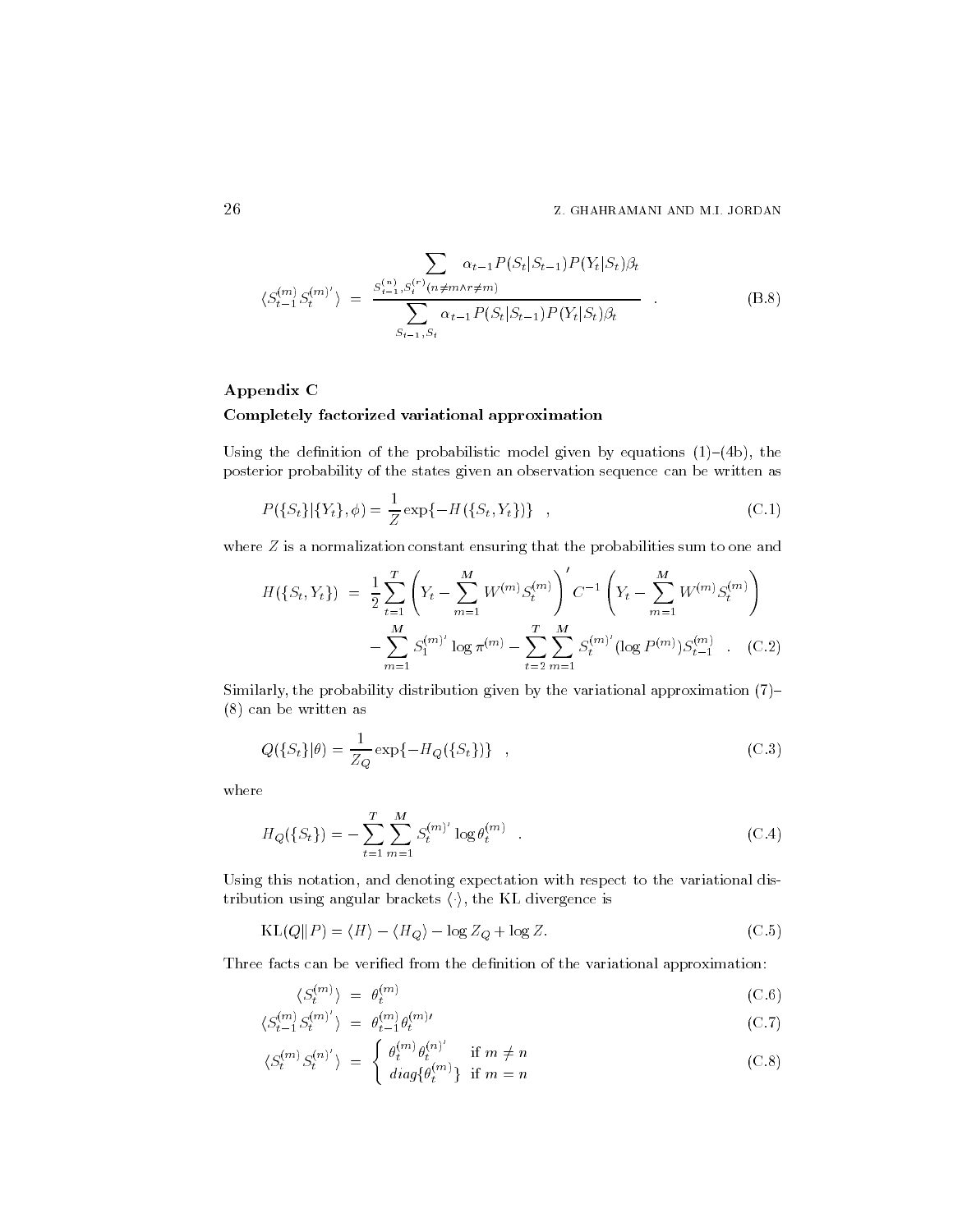$$\langle S_{t-1}^{(m)} S_t^{(m)'} \rangle = \frac{\displaystyle\sum_{S_{t-1}^{(n)}, S_t^{(r)} (n \neq m \wedge r \neq m)} \alpha_{t-1} P(S_t|S_{t-1}) P(Y_t|S_t) \beta_t}{\displaystyle\sum_{S_{t-1}, S_t} \alpha_{t-1} P(S_t|S_{t-1}) P(Y_t|S_t) \beta_t} \quad . \tag{B.8}$$

## Appendix C

### Completely factorized variational approximation

Using the definition of the probabilistic model given by equations (1)–(4b), the posterior probability of the states given an observation sequence can be written as

$$P(\{S_t\}|\{Y_t\}, \phi) = \frac{1}{Z} \exp\{-H(\{S_t, Y_t\})\} \quad , \tag{C.1}$$

where $Z$ is a normalization constant ensuring that the probabilities sum to one and

$$\begin{aligned} H(\{S_t, Y_t\}) &= \frac{1}{2} \sum_{t=1}^{T} \left( Y_t - \sum_{m=1}^{M} W^{(m)} S_t^{(m)} \right)' C^{-1} \left( Y_t - \sum_{m=1}^{M} W^{(m)} S_t^{(m)} \right) \\ &\quad - \sum_{m=1}^{M} S_1^{(m)'} \log \pi^{(m)} - \sum_{t=2}^{T} \sum_{m=1}^{M} S_t^{(m)'} (\log P^{(m)}) S_{t-1}^{(m)} \quad . \end{aligned} \tag{C.2}$$

Similarly, the probability distribution given by the variational approximation (7)–(8) can be written as

$$Q(\{S_t\}|\theta) = \frac{1}{Z_Q} \exp\{-H_Q(\{S_t\})\} \quad , \tag{C.3}$$

where

$$H_Q(\{S_t\}) = -\sum_{t=1}^{T} \sum_{m=1}^{M} S_t^{(m)'} \log \theta_t^{(m)} \quad . \tag{C.4}$$

Using this notation, and denoting expectation with respect to the variational distribution using angular brackets $\langle \cdot \rangle$, the KL divergence is

$$\mathrm{KL}(Q \| P) = \langle H \rangle - \langle H_Q \rangle - \log Z_Q + \log Z. \tag{C.5}$$

Three facts can be verified from the definition of the variational approximation:

$$\langle S_t^{(m)} \rangle = \theta_t^{(m)} \tag{C.6}$$

$$\langle S_{t-1}^{(m)} S_t^{(m)'} \rangle = \theta_{t-1}^{(m)} \theta_t^{(m)\prime} \tag{C.7}$$

$$\langle S_t^{(m)} S_t^{(n)'} \rangle = \begin{cases} \theta_t^{(m)} \theta_t^{(n)'} & \text{if } m \neq n \\ diag\{\theta_t^{(m)}\} & \text{if } m = n \end{cases} \tag{C.8}$$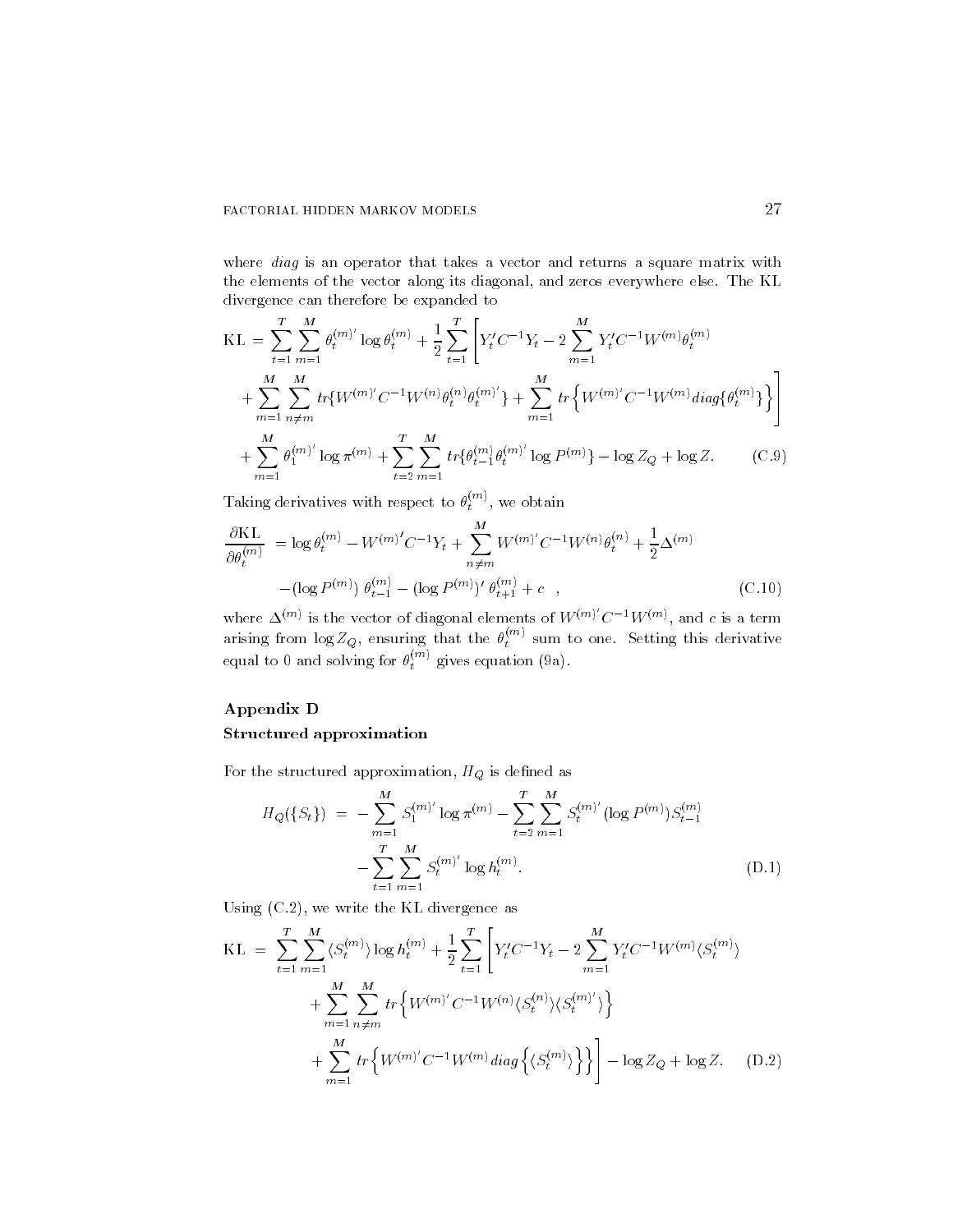where *diag* is an operator that takes a vector and returns a square matrix with the elements of the vector along its diagonal, and zeros everywhere else. The KL divergence can therefore be expanded to

$$
\begin{aligned}
\text{KL} = & \sum_{t=1}^{T} \sum_{m=1}^{M} \theta_t^{(m)'} \log \theta_t^{(m)} + \frac{1}{2} \sum_{t=1}^{T} \left[ Y_t' C^{-1} Y_t - 2 \sum_{m=1}^{M} Y_t' C^{-1} W^{(m)} \theta_t^{(m)} \right. \\
& \left. + \sum_{m=1}^{M} \sum_{n \neq m}^{M} tr\{W^{(m)'} C^{-1} W^{(n)} \theta_t^{(n)} \theta_t^{(m)'}\} + \sum_{m=1}^{M} tr\left\{ W^{(m)'} C^{-1} W^{(m)} diag\{\theta_t^{(m)}\} \right\} \right] \\
& + \sum_{m=1}^{M} \theta_1^{(m)'} \log \pi^{(m)} + \sum_{t=2}^{T} \sum_{m=1}^{M} tr\{\theta_{t-1}^{(m)} \theta_t^{(m)'} \log P^{(m)}\} - \log Z_Q + \log Z. \qquad \text{(C.9)}
\end{aligned}
$$

Taking derivatives with respect to $\theta_t^{(m)}$, we obtain

$$
\begin{aligned}
\frac{\partial \text{KL}}{\partial \theta_t^{(m)}} = & \log \theta_t^{(m)} - W^{(m)'} C^{-1} Y_t + \sum_{n \neq m}^{M} W^{(m)'} C^{-1} W^{(n)} \theta_t^{(n)} + \frac{1}{2} \Delta^{(m)} \\
& - (\log P^{(m)}) \, \theta_{t-1}^{(m)} - (\log P^{(m)})' \, \theta_{t+1}^{(m)} + c \quad , \qquad \text{(C.10)}
\end{aligned}
$$

where $\Delta^{(m)}$ is the vector of diagonal elements of $W^{(m)'} C^{-1} W^{(m)}$, and $c$ is a term arising from $\log Z_Q$, ensuring that the $\theta_t^{(m)}$ sum to one. Setting this derivative equal to 0 and solving for $\theta_t^{(m)}$ gives equation (9a).

## Appendix D

### Structured approximation

For the structured approximation, $H_Q$ is defined as

$$
\begin{aligned}
H_Q(\{S_t\}) = & - \sum_{m=1}^{M} S_1^{(m)'} \log \pi^{(m)} - \sum_{t=2}^{T} \sum_{m=1}^{M} S_t^{(m)'} (\log P^{(m)}) S_{t-1}^{(m)} \\
& - \sum_{t=1}^{T} \sum_{m=1}^{M} S_t^{(m)'} \log h_t^{(m)}. \qquad \text{(D.1)}
\end{aligned}
$$

Using (C.2), we write the KL divergence as

$$
\begin{aligned}
\text{KL} = & \sum_{t=1}^{T} \sum_{m=1}^{M} \langle S_t^{(m)} \rangle \log h_t^{(m)} + \frac{1}{2} \sum_{t=1}^{T} \left[ Y_t' C^{-1} Y_t - 2 \sum_{m=1}^{M} Y_t' C^{-1} W^{(m)} \langle S_t^{(m)} \rangle \right. \\
& + \sum_{m=1}^{M} \sum_{n \neq m}^{M} tr\left\{ W^{(m)'} C^{-1} W^{(n)} \langle S_t^{(n)} \rangle \langle S_t^{(m)'} \rangle \right\} \\
& \left. + \sum_{m=1}^{M} tr\left\{ W^{(m)'} C^{-1} W^{(m)} diag\left\{ \langle S_t^{(m)} \rangle \right\} \right\} \right] - \log Z_Q + \log Z. \qquad \text{(D.2)}
\end{aligned}
$$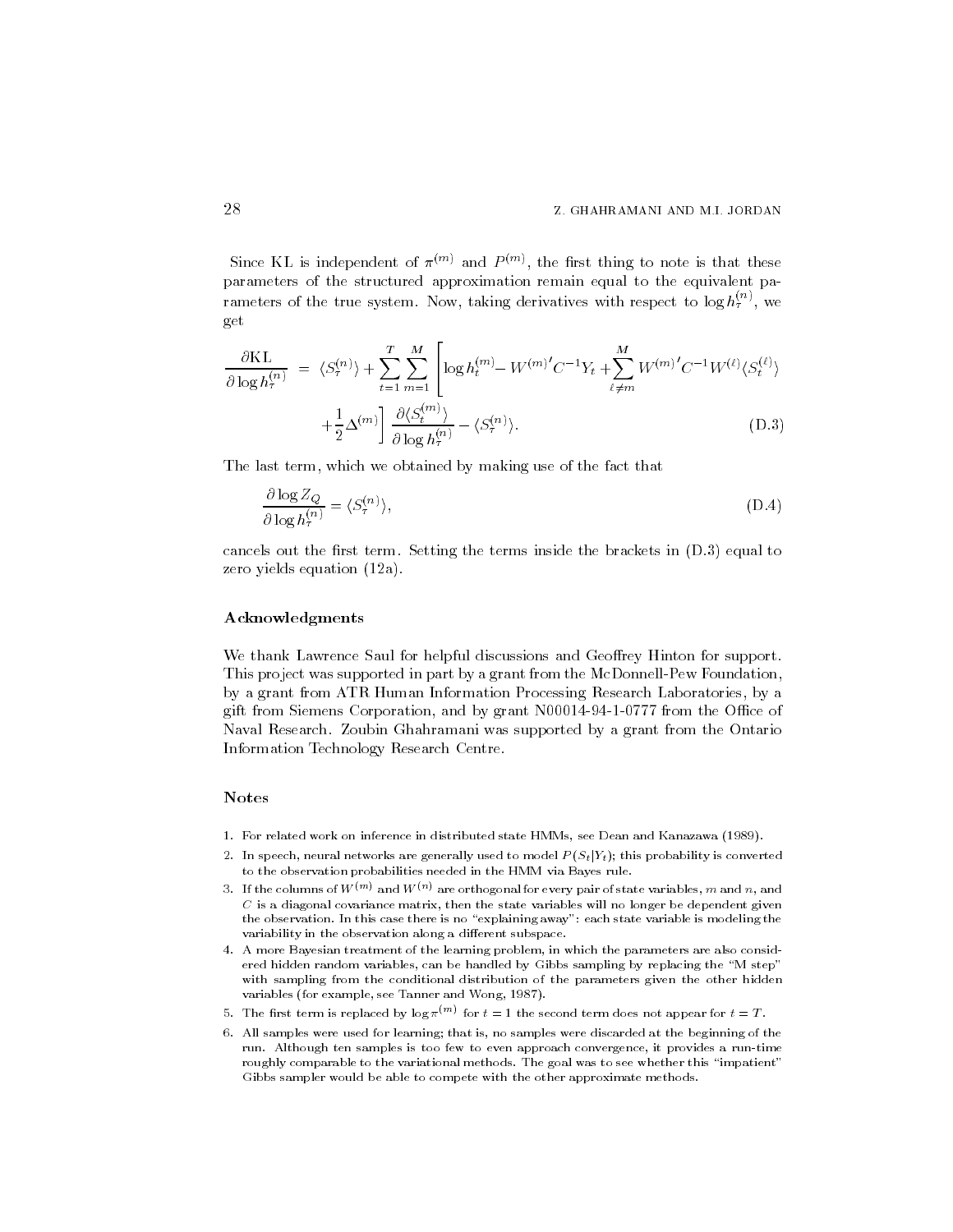Since KL is independent of $\pi^{(m)}$ and $P^{(m)}$, the first thing to note is that these parameters of the structured approximation remain equal to the equivalent parameters of the true system. Now, taking derivatives with respect to $\log h_\tau^{(n)}$, we get

$$\frac{\partial \text{KL}}{\partial \log h_\tau^{(n)}} = \langle S_\tau^{(n)} \rangle + \sum_{t=1}^{T} \sum_{m=1}^{M} \left[ \log h_t^{(m)} - W^{(m)\prime} C^{-1} Y_t + \sum_{\ell \neq m}^{M} W^{(m)\prime} C^{-1} W^{(\ell)} \langle S_t^{(\ell)} \rangle \right.$$
$$\left. + \frac{1}{2} \Delta^{(m)} \right] \frac{\partial \langle S_t^{(m)} \rangle}{\partial \log h_\tau^{(n)}} - \langle S_\tau^{(n)} \rangle. \tag{D.3}$$

The last term, which we obtained by making use of the fact that

$$\frac{\partial \log Z_Q}{\partial \log h_\tau^{(n)}} = \langle S_\tau^{(n)} \rangle, \tag{D.4}$$

cancels out the first term. Setting the terms inside the brackets in (D.3) equal to zero yields equation (12a).

## Acknowledgments

We thank Lawrence Saul for helpful discussions and Geoffrey Hinton for support. This project was supported in part by a grant from the McDonnell-Pew Foundation, by a grant from ATR Human Information Processing Research Laboratories, by a gift from Siemens Corporation, and by grant N00014-94-1-0777 from the Office of Naval Research. Zoubin Ghahramani was supported by a grant from the Ontario Information Technology Research Centre.

## Notes

1. For related work on inference in distributed state HMMs, see Dean and Kanazawa (1989).
2. In speech, neural networks are generally used to model $P(S_t|Y_t)$; this probability is converted to the observation probabilities needed in the HMM via Bayes rule.
3. If the columns of $W^{(m)}$ and $W^{(n)}$ are orthogonal for every pair of state variables, $m$ and $n$, and $C$ is a diagonal covariance matrix, then the state variables will no longer be dependent given the observation. In this case there is no "explaining away": each state variable is modeling the variability in the observation along a different subspace.
4. A more Bayesian treatment of the learning problem, in which the parameters are also considered hidden random variables, can be handled by Gibbs sampling by replacing the "M step" with sampling from the conditional distribution of the parameters given the other hidden variables (for example, see Tanner and Wong, 1987).
5. The first term is replaced by $\log \pi^{(m)}$ for $t = 1$ the second term does not appear for $t = T$.
6. All samples were used for learning; that is, no samples were discarded at the beginning of the run. Although ten samples is too few to even approach convergence, it provides a run-time roughly comparable to the variational methods. The goal was to see whether this "impatient" Gibbs sampler would be able to compete with the other approximate methods.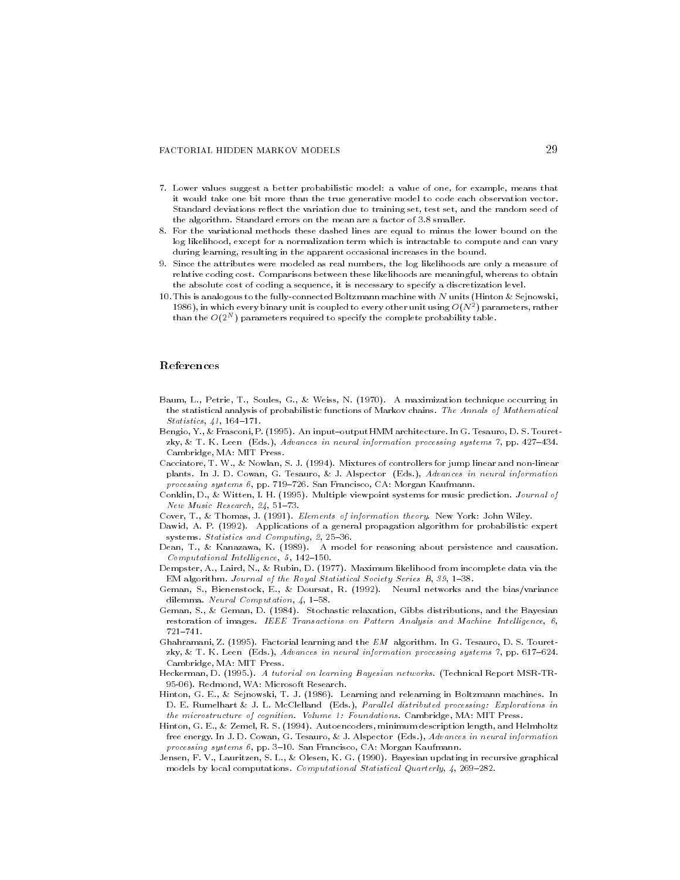7. Lower values suggest a better probabilistic model: a value of one, for example, means that it would take one bit more than the true generative model to code each observation vector. Standard deviations reflect the variation due to training set, test set, and the random seed of the algorithm. Standard errors on the mean are a factor of 3.8 smaller.
8. For the variational methods these dashed lines are equal to minus the lower bound on the log likelihood, except for a normalization term which is intractable to compute and can vary during learning, resulting in the apparent occasional increases in the bound.
9. Since the attributes were modeled as real numbers, the log likelihoods are only a measure of relative coding cost. Comparisons between these likelihoods are meaningful, whereas to obtain the absolute cost of coding a sequence, it is necessary to specify a discretization level.
10. This is analogous to the fully-connected Boltzmann machine with $N$ units (Hinton & Sejnowski, 1986), in which every binary unit is coupled to every other unit using $O(N^2)$ parameters, rather than the $O(2^N)$ parameters required to specify the complete probability table.

## References

Baum, L., Petrie, T., Soules, G., & Weiss, N. (1970). A maximization technique occurring in the statistical analysis of probabilistic functions of Markov chains. *The Annals of Mathematical Statistics*, *41*, 164–171.

Bengio, Y., & Frasconi, P. (1995). An input–output HMM architecture. In G. Tesauro, D. S. Touretzky, & T. K. Leen (Eds.), *Advances in neural information processing systems 7*, pp. 427–434. Cambridge, MA: MIT Press.

Cacciatore, T. W., & Nowlan, S. J. (1994). Mixtures of controllers for jump linear and non-linear plants. In J. D. Cowan, G. Tesauro, & J. Alspector (Eds.), *Advances in neural information processing systems 6*, pp. 719–726. San Francisco, CA: Morgan Kaufmann.

Conklin, D., & Witten, I. H. (1995). Multiple viewpoint systems for music prediction. *Journal of New Music Research*, *24*, 51–73.

Cover, T., & Thomas, J. (1991). *Elements of information theory*. New York: John Wiley.

Dawid, A. P. (1992). Applications of a general propagation algorithm for probabilistic expert systems. *Statistics and Computing*, *2*, 25–36.

Dean, T., & Kanazawa, K. (1989). A model for reasoning about persistence and causation. *Computational Intelligence*, *5*, 142–150.

Dempster, A., Laird, N., & Rubin, D. (1977). Maximum likelihood from incomplete data via the EM algorithm. *Journal of the Royal Statistical Society Series B*, *39*, 1–38.

Geman, S., Bienenstock, E., & Doursat, R. (1992). Neural networks and the bias/variance dilemma. *Neural Computation*, *4*, 1–58.

Geman, S., & Geman, D. (1984). Stochastic relaxation, Gibbs distributions, and the Bayesian restoration of images. *IEEE Transactions on Pattern Analysis and Machine Intelligence*, *6*, 721–741.

Ghahramani, Z. (1995). Factorial learning and the *EM* algorithm. In G. Tesauro, D. S. Touretzky, & T. K. Leen (Eds.), *Advances in neural information processing systems 7*, pp. 617–624. Cambridge, MA: MIT Press.

Heckerman, D. (1995.). *A tutorial on learning Bayesian networks*. (Technical Report MSR-TR-95-06). Redmond, WA: Microsoft Research.

Hinton, G. E., & Sejnowski, T. J. (1986). Learning and relearning in Boltzmann machines. In D. E. Rumelhart & J. L. McClelland (Eds.), *Parallel distributed processing: Explorations in the microstructure of cognition. Volume 1: Foundations*. Cambridge, MA: MIT Press.

Hinton, G. E., & Zemel, R. S. (1994). Autoencoders, minimum description length, and Helmholtz free energy. In J. D. Cowan, G. Tesauro, & J. Alspector (Eds.), *Advances in neural information processing systems 6*, pp. 3–10. San Francisco, CA: Morgan Kaufmann.

Jensen, F. V., Lauritzen, S. L., & Olesen, K. G. (1990). Bayesian updating in recursive graphical models by local computations. *Computational Statistical Quarterly*, *4*, 269–282.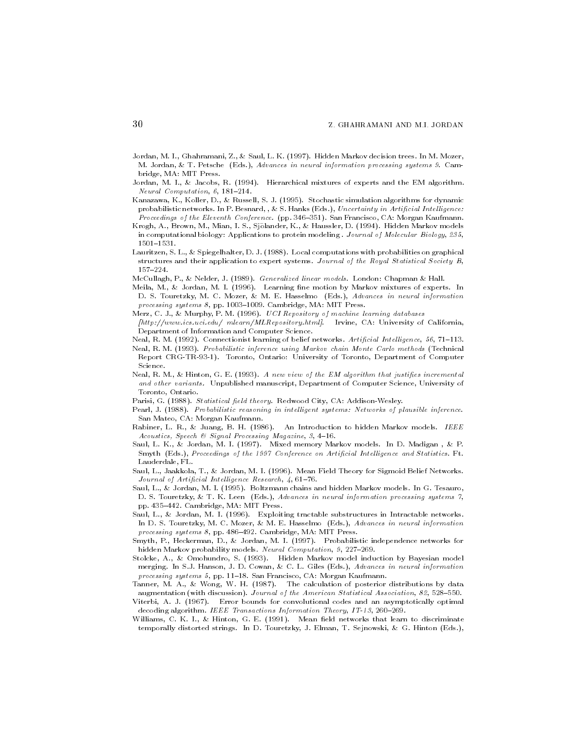Jordan, M. I., Ghahramani, Z., & Saul, L. K. (1997). Hidden Markov decision trees. In M. Mozer, M. Jordan, & T. Petsche (Eds.), *Advances in neural information processing systems 9*. Cambridge, MA: MIT Press.

Jordan, M. I., & Jacobs, R. (1994). Hierarchical mixtures of experts and the EM algorithm. *Neural Computation*, *6*, 181–214.

Kanazawa, K., Koller, D., & Russell, S. J. (1995). Stochastic simulation algorithms for dynamic probabilistic networks. In P. Besnard, , & S. Hanks (Eds.), *Uncertainty in Artificial Intelligence: Proceedings of the Eleventh Conference.* (pp. 346–351). San Francisco, CA: Morgan Kaufmann.

Krogh, A., Brown, M., Mian, I. S., Sjölander, K., & Haussler, D. (1994). Hidden Markov models in computational biology: Applications to protein modeling . *Journal of Molecular Biology*, *235*, 1501–1531.

Lauritzen, S. L., & Spiegelhalter, D. J. (1988). Local computations with probabilities on graphical structures and their application to expert systems. *Journal of the Royal Statistical Society B*, 157–224.

McCullagh, P., & Nelder, J. (1989). *Generalized linear models*. London: Chapman & Hall.

Meila, M., & Jordan, M. I. (1996). Learning fine motion by Markov mixtures of experts. In D. S. Touretzky, M. C. Mozer, & M. E. Hasselmo (Eds.), *Advances in neural information processing systems 8*, pp. 1003–1009. Cambridge, MA: MIT Press.

Merz, C. J., & Murphy, P. M. (1996). *UCI Repository of machine learning databases [http://www.ics.uci.edu/ mlearn/MLRepository.html]*. Irvine, CA: University of California, Department of Information and Computer Science.

Neal, R. M. (1992). Connectionist learning of belief networks. *Artificial Intelligence*, *56*, 71–113.

Neal, R. M. (1993). *Probabilistic inference using Markov chain Monte Carlo methods* (Technical Report CRG-TR-93-1). Toronto, Ontario: University of Toronto, Department of Computer Science.

Neal, R. M., & Hinton, G. E. (1993). *A new view of the EM algorithm that justifies incremental and other variants.* Unpublished manuscript, Department of Computer Science, University of Toronto, Ontario.

Parisi, G. (1988). *Statistical field theory*. Redwood City, CA: Addison-Wesley.

Pearl, J. (1988). *Probabilistic reasoning in intelligent systems: Networks of plausible inference*. San Mateo, CA: Morgan Kaufmann.

Rabiner, L. R., & Juang, B. H. (1986). An Introduction to hidden Markov models. *IEEE Acoustics, Speech & Signal Processing Magazine*, *3*, 4–16.

Saul, L. K., & Jordan, M. I. (1997). Mixed memory Markov models. In D. Madigan , & P. Smyth (Eds.), *Proceedings of the 1997 Conference on Artificial Intelligence and Statistics*. Ft. Lauderdale, FL.

Saul, L., Jaakkola, T., & Jordan, M. I. (1996). Mean Field Theory for Sigmoid Belief Networks. *Journal of Artificial Intelligence Research*, *4*, 61–76.

Saul, L., & Jordan, M. I. (1995). Boltzmann chains and hidden Markov models. In G. Tesauro, D. S. Touretzky, & T. K. Leen (Eds.), *Advances in neural information processing systems 7*, pp. 435–442. Cambridge, MA: MIT Press.

Saul, L., & Jordan, M. I. (1996). Exploiting tractable substructures in Intractable networks. In D. S. Touretzky, M. C. Mozer, & M. E. Hasselmo (Eds.), *Advances in neural information processing systems 8*, pp. 486–492. Cambridge, MA: MIT Press.

Smyth, P., Heckerman, D., & Jordan, M. I. (1997). Probabilistic independence networks for hidden Markov probability models. *Neural Computation*, *9*, 227–269.

Stolcke, A., & Omohundro, S. (1993). Hidden Markov model induction by Bayesian model merging. In S.J. Hanson, J. D. Cowan, & C. L. Giles (Eds.), *Advances in neural information processing systems 5*, pp. 11–18. San Francisco, CA: Morgan Kaufmann.

Tanner, M. A., & Wong, W. H. (1987). The calculation of posterior distributions by data augmentation (with discussion). *Journal of the American Statistical Association*, *82*, 528–550.

Viterbi, A. J. (1967). Error bounds for convolutional codes and an asymptotically optimal decoding algorithm. *IEEE Transactions Information Theory*, *IT-13*, 260–269.

Williams, C. K. I., & Hinton, G. E. (1991). Mean field networks that learn to discriminate temporally distorted strings. In D. Touretzky, J. Elman, T. Sejnowski, & G. Hinton (Eds.),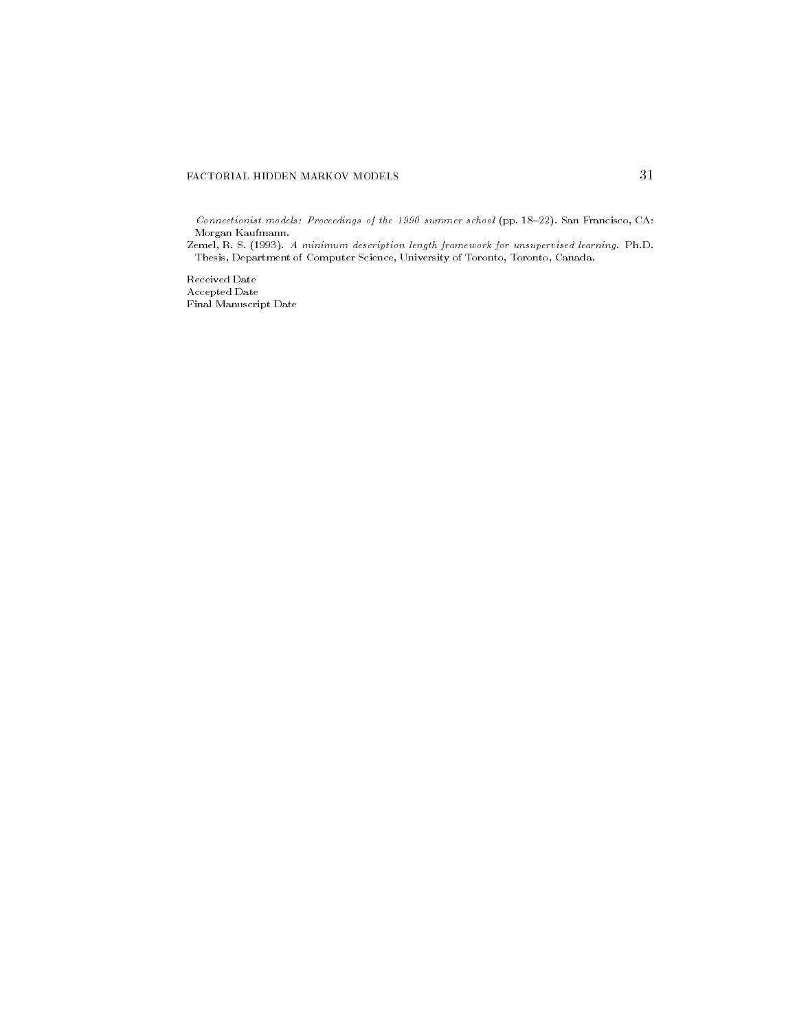*Connectionist models: Proceedings of the 1990 summer school* (pp. 18–22). San Francisco, CA: Morgan Kaufmann.

Zemel, R. S. (1993). *A minimum description length framework for unsupervised learning*. Ph.D. Thesis, Department of Computer Science, University of Toronto, Toronto, Canada.

Received Date
Accepted Date
Final Manuscript Date